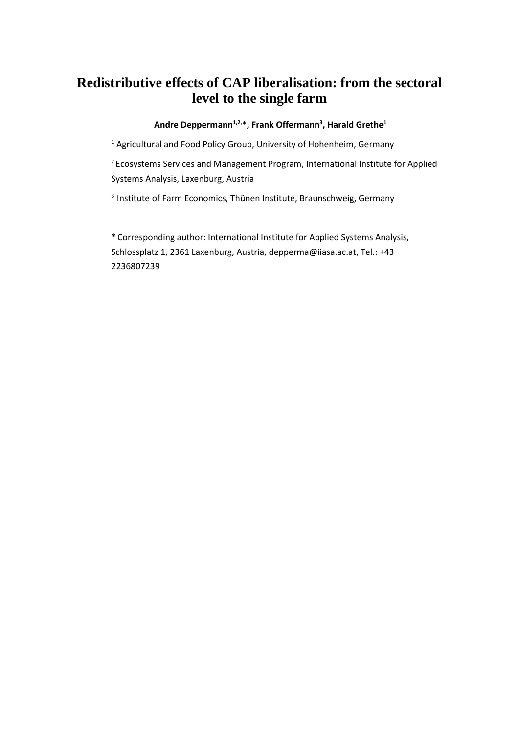# Redistributive effects of CAP liberalisation: from the sectoral level to the single farm

**Andre Deppermann[1,2,*], Frank Offermann[3], Harald Grethe[1]**

[1] Agricultural and Food Policy Group, University of Hohenheim, Germany

[2] Ecosystems Services and Management Program, International Institute for Applied Systems Analysis, Laxenburg, Austria

[3] Institute of Farm Economics, Thünen Institute, Braunschweig, Germany

* Corresponding author: International Institute for Applied Systems Analysis, Schlossplatz 1, 2361 Laxenburg, Austria, depperma@iiasa.ac.at, Tel.: +43 2236807239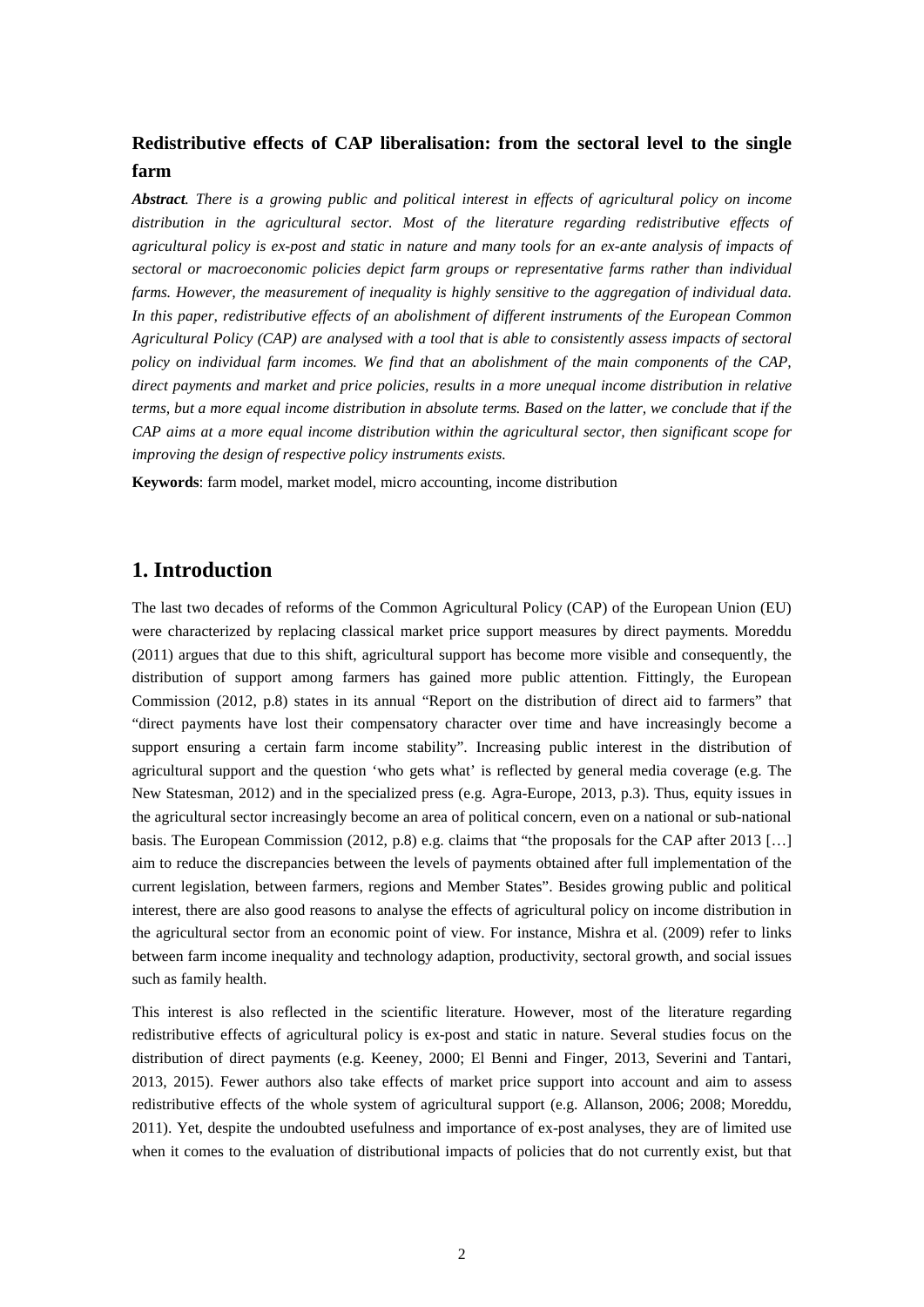## Redistributive effects of CAP liberalisation: from the sectoral level to the single farm

***Abstract****. There is a growing public and political interest in effects of agricultural policy on income distribution in the agricultural sector. Most of the literature regarding redistributive effects of agricultural policy is ex-post and static in nature and many tools for an ex-ante analysis of impacts of sectoral or macroeconomic policies depict farm groups or representative farms rather than individual farms. However, the measurement of inequality is highly sensitive to the aggregation of individual data. In this paper, redistributive effects of an abolishment of different instruments of the European Common Agricultural Policy (CAP) are analysed with a tool that is able to consistently assess impacts of sectoral policy on individual farm incomes. We find that an abolishment of the main components of the CAP, direct payments and market and price policies, results in a more unequal income distribution in relative terms, but a more equal income distribution in absolute terms. Based on the latter, we conclude that if the CAP aims at a more equal income distribution within the agricultural sector, then significant scope for improving the design of respective policy instruments exists.*

**Keywords**: farm model, market model, micro accounting, income distribution

# 1. Introduction

The last two decades of reforms of the Common Agricultural Policy (CAP) of the European Union (EU) were characterized by replacing classical market price support measures by direct payments. Moreddu (2011) argues that due to this shift, agricultural support has become more visible and consequently, the distribution of support among farmers has gained more public attention. Fittingly, the European Commission (2012, p.8) states in its annual "Report on the distribution of direct aid to farmers" that "direct payments have lost their compensatory character over time and have increasingly become a support ensuring a certain farm income stability". Increasing public interest in the distribution of agricultural support and the question 'who gets what' is reflected by general media coverage (e.g. The New Statesman, 2012) and in the specialized press (e.g. Agra-Europe, 2013, p.3). Thus, equity issues in the agricultural sector increasingly become an area of political concern, even on a national or sub-national basis. The European Commission (2012, p.8) e.g. claims that "the proposals for the CAP after 2013 […] aim to reduce the discrepancies between the levels of payments obtained after full implementation of the current legislation, between farmers, regions and Member States". Besides growing public and political interest, there are also good reasons to analyse the effects of agricultural policy on income distribution in the agricultural sector from an economic point of view. For instance, Mishra et al. (2009) refer to links between farm income inequality and technology adaption, productivity, sectoral growth, and social issues such as family health.

This interest is also reflected in the scientific literature. However, most of the literature regarding redistributive effects of agricultural policy is ex-post and static in nature. Several studies focus on the distribution of direct payments (e.g. Keeney, 2000; El Benni and Finger, 2013, Severini and Tantari, 2013, 2015). Fewer authors also take effects of market price support into account and aim to assess redistributive effects of the whole system of agricultural support (e.g. Allanson, 2006; 2008; Moreddu, 2011). Yet, despite the undoubted usefulness and importance of ex-post analyses, they are of limited use when it comes to the evaluation of distributional impacts of policies that do not currently exist, but that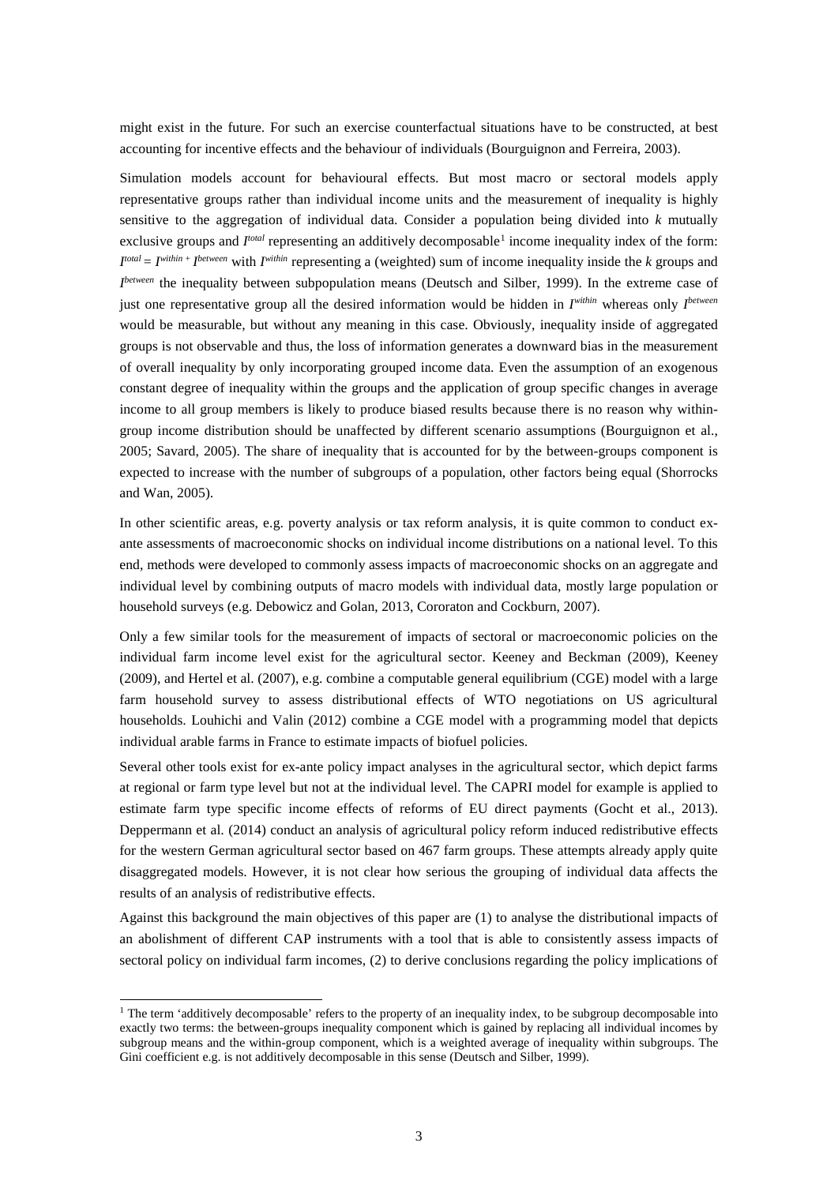might exist in the future. For such an exercise counterfactual situations have to be constructed, at best accounting for incentive effects and the behaviour of individuals (Bourguignon and Ferreira, 2003).

Simulation models account for behavioural effects. But most macro or sectoral models apply representative groups rather than individual income units and the measurement of inequality is highly sensitive to the aggregation of individual data. Consider a population being divided into *k* mutually exclusive groups and $I^{total}$ representing an additively decomposable[1] income inequality index of the form: $I^{total} = I^{within} + I^{between}$ with $I^{within}$ representing a (weighted) sum of income inequality inside the *k* groups and $I^{between}$ the inequality between subpopulation means (Deutsch and Silber, 1999). In the extreme case of just one representative group all the desired information would be hidden in $I^{within}$ whereas only $I^{between}$ would be measurable, but without any meaning in this case. Obviously, inequality inside of aggregated groups is not observable and thus, the loss of information generates a downward bias in the measurement of overall inequality by only incorporating grouped income data. Even the assumption of an exogenous constant degree of inequality within the groups and the application of group specific changes in average income to all group members is likely to produce biased results because there is no reason why within-group income distribution should be unaffected by different scenario assumptions (Bourguignon et al., 2005; Savard, 2005). The share of inequality that is accounted for by the between-groups component is expected to increase with the number of subgroups of a population, other factors being equal (Shorrocks and Wan, 2005).

In other scientific areas, e.g. poverty analysis or tax reform analysis, it is quite common to conduct ex-ante assessments of macroeconomic shocks on individual income distributions on a national level. To this end, methods were developed to commonly assess impacts of macroeconomic shocks on an aggregate and individual level by combining outputs of macro models with individual data, mostly large population or household surveys (e.g. Debowicz and Golan, 2013, Cororaton and Cockburn, 2007).

Only a few similar tools for the measurement of impacts of sectoral or macroeconomic policies on the individual farm income level exist for the agricultural sector. Keeney and Beckman (2009), Keeney (2009), and Hertel et al. (2007), e.g. combine a computable general equilibrium (CGE) model with a large farm household survey to assess distributional effects of WTO negotiations on US agricultural households. Louhichi and Valin (2012) combine a CGE model with a programming model that depicts individual arable farms in France to estimate impacts of biofuel policies.

Several other tools exist for ex-ante policy impact analyses in the agricultural sector, which depict farms at regional or farm type level but not at the individual level. The CAPRI model for example is applied to estimate farm type specific income effects of reforms of EU direct payments (Gocht et al., 2013). Deppermann et al. (2014) conduct an analysis of agricultural policy reform induced redistributive effects for the western German agricultural sector based on 467 farm groups. These attempts already apply quite disaggregated models. However, it is not clear how serious the grouping of individual data affects the results of an analysis of redistributive effects.

Against this background the main objectives of this paper are (1) to analyse the distributional impacts of an abolishment of different CAP instruments with a tool that is able to consistently assess impacts of sectoral policy on individual farm incomes, (2) to derive conclusions regarding the policy implications of

[1] The term 'additively decomposable' refers to the property of an inequality index, to be subgroup decomposable into exactly two terms: the between-groups inequality component which is gained by replacing all individual incomes by subgroup means and the within-group component, which is a weighted average of inequality within subgroups. The Gini coefficient e.g. is not additively decomposable in this sense (Deutsch and Silber, 1999).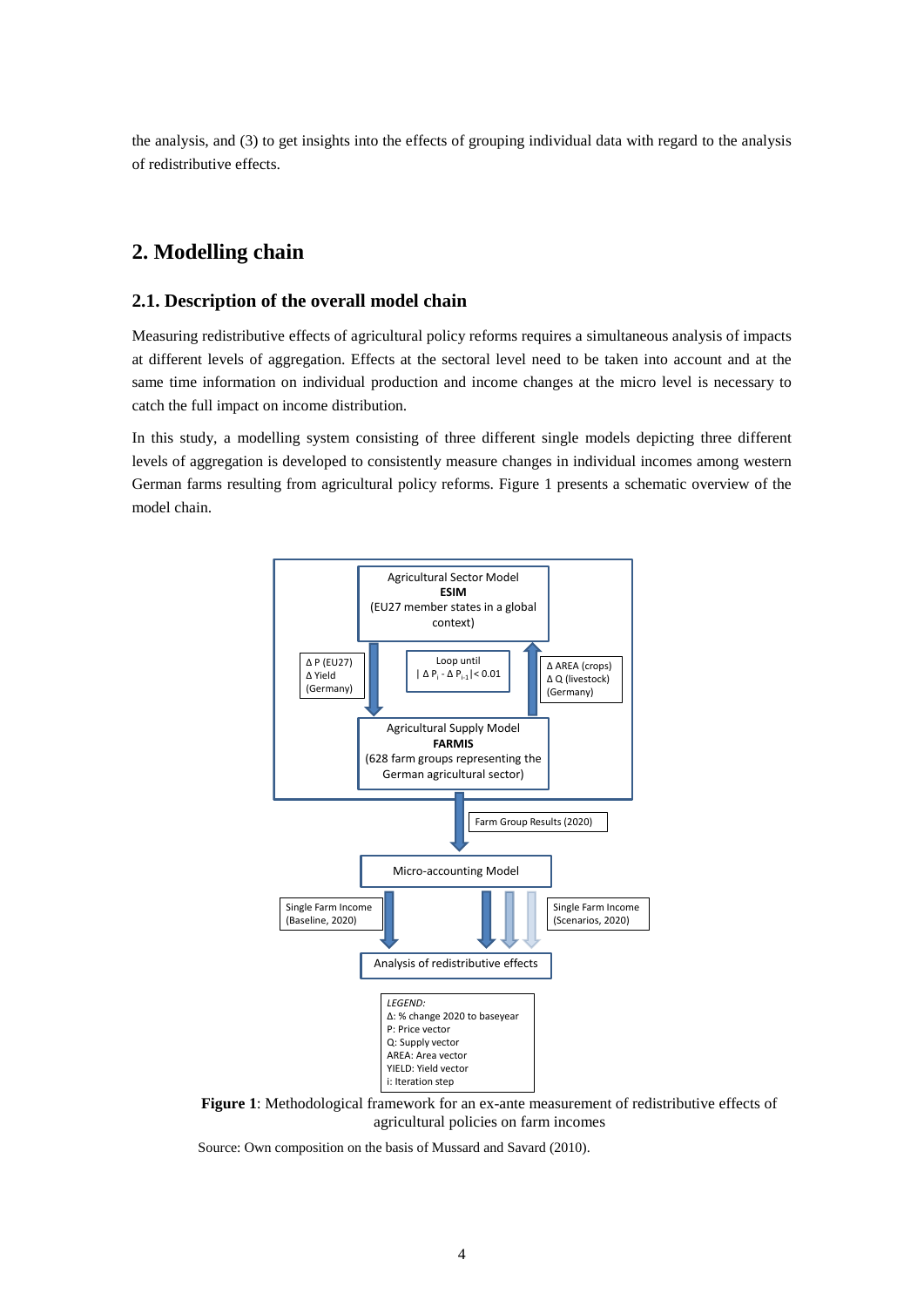the analysis, and (3) to get insights into the effects of grouping individual data with regard to the analysis of redistributive effects.

## 2. Modelling chain

### 2.1. Description of the overall model chain

Measuring redistributive effects of agricultural policy reforms requires a simultaneous analysis of impacts at different levels of aggregation. Effects at the sectoral level need to be taken into account and at the same time information on individual production and income changes at the micro level is necessary to catch the full impact on income distribution.

In this study, a modelling system consisting of three different single models depicting three different levels of aggregation is developed to consistently measure changes in individual incomes among western German farms resulting from agricultural policy reforms. Figure 1 presents a schematic overview of the model chain.

Agricultural Sector Model
**ESIM**
(EU27 member states in a global context)

Δ P (EU27)
Δ Yield (Germany)

Loop until
$| \Delta P_i - \Delta P_{i-1} | < 0.01$

Δ AREA (crops)
Δ Q (livestock)
(Germany)

Agricultural Supply Model
**FARMIS**
(628 farm groups representing the German agricultural sector)

Farm Group Results (2020)

Micro-accounting Model

Single Farm Income (Baseline, 2020)

Single Farm Income (Scenarios, 2020)

Analysis of redistributive effects

*LEGEND:*
Δ: % change 2020 to baseyear
P: Price vector
Q: Supply vector
AREA: Area vector
YIELD: Yield vector
i: Iteration step

**Figure 1**: Methodological framework for an ex-ante measurement of redistributive effects of agricultural policies on farm incomes

Source: Own composition on the basis of Mussard and Savard (2010).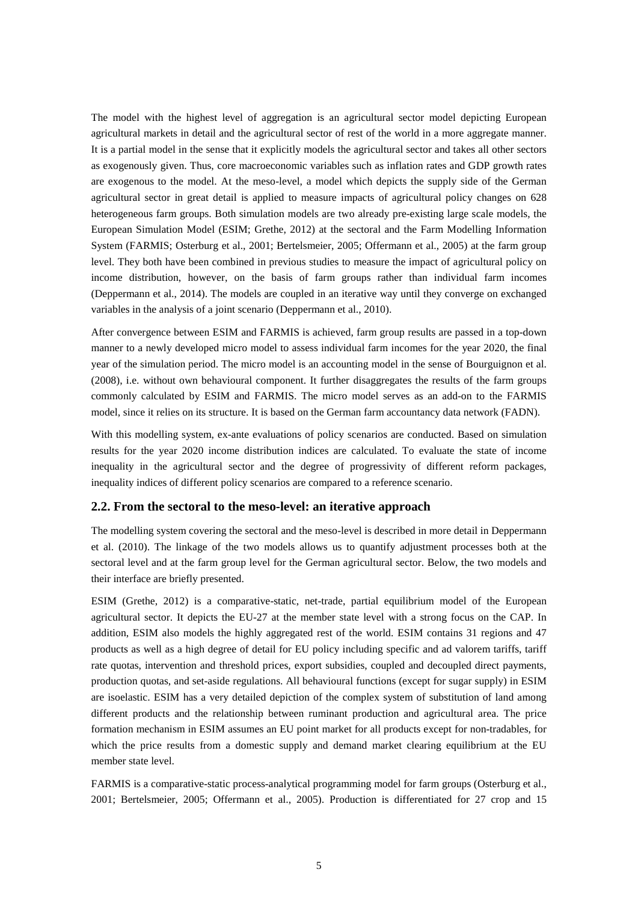The model with the highest level of aggregation is an agricultural sector model depicting European agricultural markets in detail and the agricultural sector of rest of the world in a more aggregate manner. It is a partial model in the sense that it explicitly models the agricultural sector and takes all other sectors as exogenously given. Thus, core macroeconomic variables such as inflation rates and GDP growth rates are exogenous to the model. At the meso-level, a model which depicts the supply side of the German agricultural sector in great detail is applied to measure impacts of agricultural policy changes on 628 heterogeneous farm groups. Both simulation models are two already pre-existing large scale models, the European Simulation Model (ESIM; Grethe, 2012) at the sectoral and the Farm Modelling Information System (FARMIS; Osterburg et al., 2001; Bertelsmeier, 2005; Offermann et al., 2005) at the farm group level. They both have been combined in previous studies to measure the impact of agricultural policy on income distribution, however, on the basis of farm groups rather than individual farm incomes (Deppermann et al., 2014). The models are coupled in an iterative way until they converge on exchanged variables in the analysis of a joint scenario (Deppermann et al., 2010).

After convergence between ESIM and FARMIS is achieved, farm group results are passed in a top-down manner to a newly developed micro model to assess individual farm incomes for the year 2020, the final year of the simulation period. The micro model is an accounting model in the sense of Bourguignon et al. (2008), i.e. without own behavioural component. It further disaggregates the results of the farm groups commonly calculated by ESIM and FARMIS. The micro model serves as an add-on to the FARMIS model, since it relies on its structure. It is based on the German farm accountancy data network (FADN).

With this modelling system, ex-ante evaluations of policy scenarios are conducted. Based on simulation results for the year 2020 income distribution indices are calculated. To evaluate the state of income inequality in the agricultural sector and the degree of progressivity of different reform packages, inequality indices of different policy scenarios are compared to a reference scenario.

## 2.2. From the sectoral to the meso-level: an iterative approach

The modelling system covering the sectoral and the meso-level is described in more detail in Deppermann et al. (2010). The linkage of the two models allows us to quantify adjustment processes both at the sectoral level and at the farm group level for the German agricultural sector. Below, the two models and their interface are briefly presented.

ESIM (Grethe, 2012) is a comparative-static, net-trade, partial equilibrium model of the European agricultural sector. It depicts the EU-27 at the member state level with a strong focus on the CAP. In addition, ESIM also models the highly aggregated rest of the world. ESIM contains 31 regions and 47 products as well as a high degree of detail for EU policy including specific and ad valorem tariffs, tariff rate quotas, intervention and threshold prices, export subsidies, coupled and decoupled direct payments, production quotas, and set-aside regulations. All behavioural functions (except for sugar supply) in ESIM are isoelastic. ESIM has a very detailed depiction of the complex system of substitution of land among different products and the relationship between ruminant production and agricultural area. The price formation mechanism in ESIM assumes an EU point market for all products except for non-tradables, for which the price results from a domestic supply and demand market clearing equilibrium at the EU member state level.

FARMIS is a comparative-static process-analytical programming model for farm groups (Osterburg et al., 2001; Bertelsmeier, 2005; Offermann et al., 2005). Production is differentiated for 27 crop and 15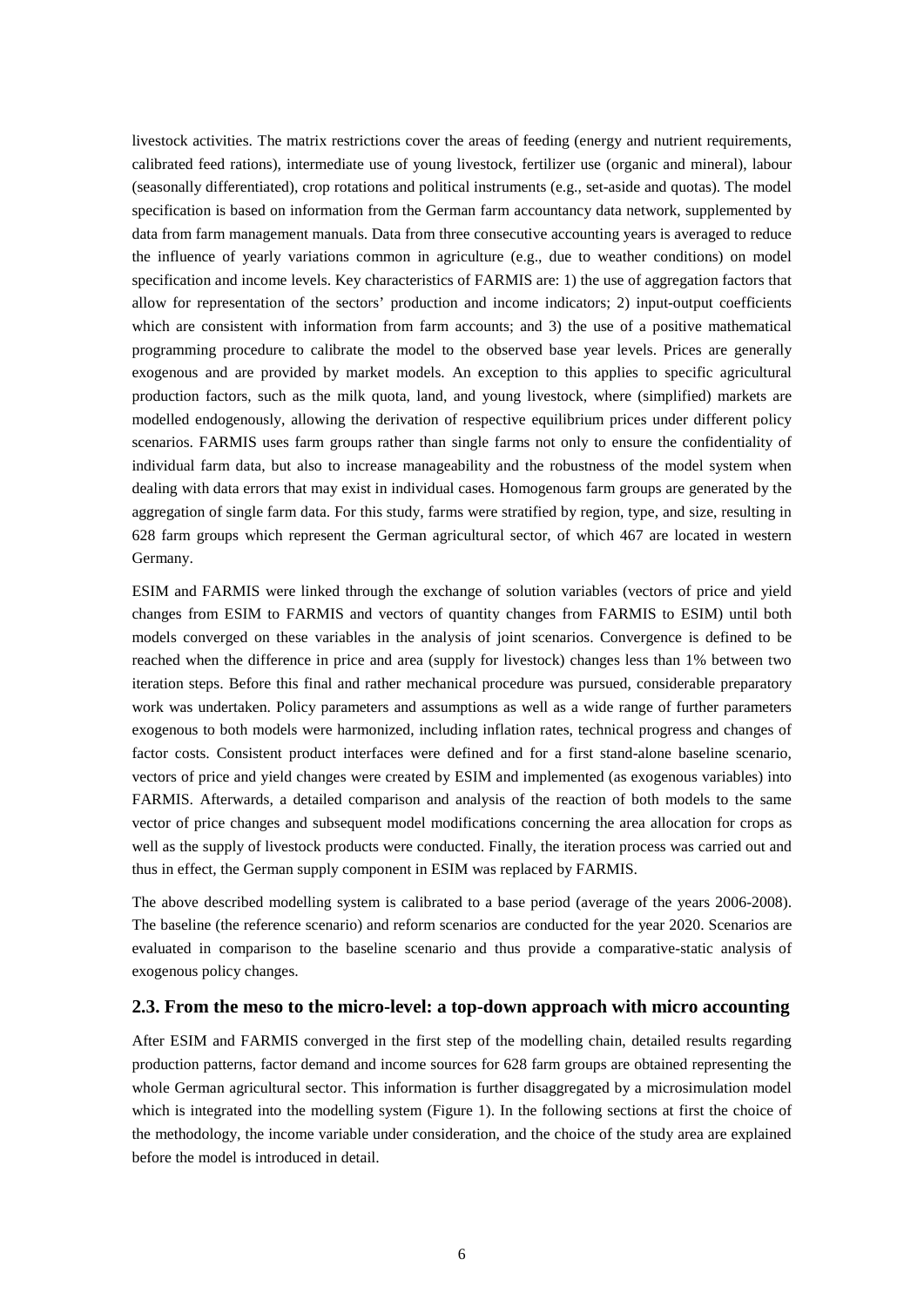livestock activities. The matrix restrictions cover the areas of feeding (energy and nutrient requirements, calibrated feed rations), intermediate use of young livestock, fertilizer use (organic and mineral), labour (seasonally differentiated), crop rotations and political instruments (e.g., set-aside and quotas). The model specification is based on information from the German farm accountancy data network, supplemented by data from farm management manuals. Data from three consecutive accounting years is averaged to reduce the influence of yearly variations common in agriculture (e.g., due to weather conditions) on model specification and income levels. Key characteristics of FARMIS are: 1) the use of aggregation factors that allow for representation of the sectors' production and income indicators; 2) input-output coefficients which are consistent with information from farm accounts; and 3) the use of a positive mathematical programming procedure to calibrate the model to the observed base year levels. Prices are generally exogenous and are provided by market models. An exception to this applies to specific agricultural production factors, such as the milk quota, land, and young livestock, where (simplified) markets are modelled endogenously, allowing the derivation of respective equilibrium prices under different policy scenarios. FARMIS uses farm groups rather than single farms not only to ensure the confidentiality of individual farm data, but also to increase manageability and the robustness of the model system when dealing with data errors that may exist in individual cases. Homogenous farm groups are generated by the aggregation of single farm data. For this study, farms were stratified by region, type, and size, resulting in 628 farm groups which represent the German agricultural sector, of which 467 are located in western Germany.

ESIM and FARMIS were linked through the exchange of solution variables (vectors of price and yield changes from ESIM to FARMIS and vectors of quantity changes from FARMIS to ESIM) until both models converged on these variables in the analysis of joint scenarios. Convergence is defined to be reached when the difference in price and area (supply for livestock) changes less than 1% between two iteration steps. Before this final and rather mechanical procedure was pursued, considerable preparatory work was undertaken. Policy parameters and assumptions as well as a wide range of further parameters exogenous to both models were harmonized, including inflation rates, technical progress and changes of factor costs. Consistent product interfaces were defined and for a first stand-alone baseline scenario, vectors of price and yield changes were created by ESIM and implemented (as exogenous variables) into FARMIS. Afterwards, a detailed comparison and analysis of the reaction of both models to the same vector of price changes and subsequent model modifications concerning the area allocation for crops as well as the supply of livestock products were conducted. Finally, the iteration process was carried out and thus in effect, the German supply component in ESIM was replaced by FARMIS.

The above described modelling system is calibrated to a base period (average of the years 2006-2008). The baseline (the reference scenario) and reform scenarios are conducted for the year 2020. Scenarios are evaluated in comparison to the baseline scenario and thus provide a comparative-static analysis of exogenous policy changes.

## 2.3. From the meso to the micro-level: a top-down approach with micro accounting

After ESIM and FARMIS converged in the first step of the modelling chain, detailed results regarding production patterns, factor demand and income sources for 628 farm groups are obtained representing the whole German agricultural sector. This information is further disaggregated by a microsimulation model which is integrated into the modelling system (Figure 1). In the following sections at first the choice of the methodology, the income variable under consideration, and the choice of the study area are explained before the model is introduced in detail.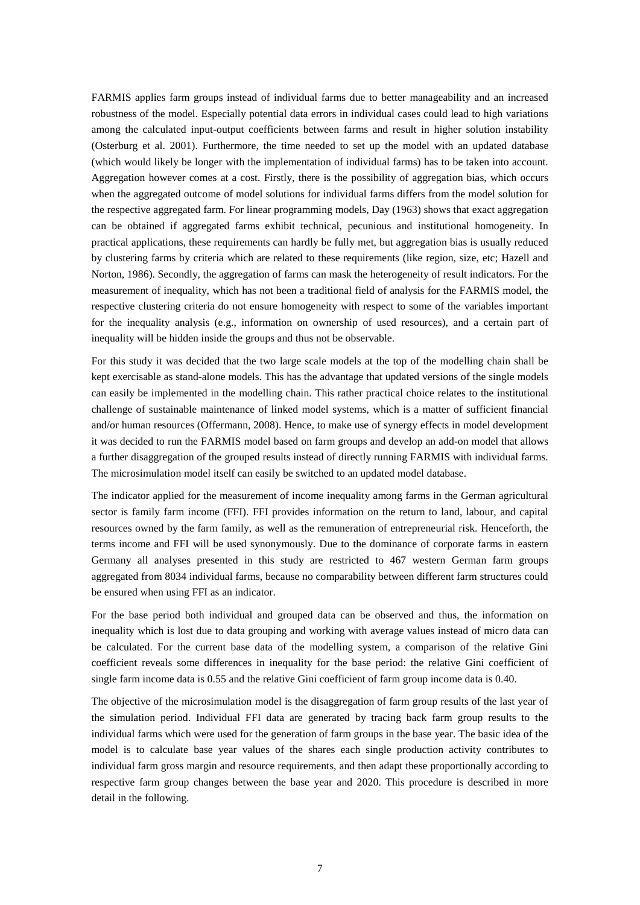FARMIS applies farm groups instead of individual farms due to better manageability and an increased robustness of the model. Especially potential data errors in individual cases could lead to high variations among the calculated input-output coefficients between farms and result in higher solution instability (Osterburg et al. 2001). Furthermore, the time needed to set up the model with an updated database (which would likely be longer with the implementation of individual farms) has to be taken into account. Aggregation however comes at a cost. Firstly, there is the possibility of aggregation bias, which occurs when the aggregated outcome of model solutions for individual farms differs from the model solution for the respective aggregated farm. For linear programming models, Day (1963) shows that exact aggregation can be obtained if aggregated farms exhibit technical, pecunious and institutional homogeneity. In practical applications, these requirements can hardly be fully met, but aggregation bias is usually reduced by clustering farms by criteria which are related to these requirements (like region, size, etc; Hazell and Norton, 1986). Secondly, the aggregation of farms can mask the heterogeneity of result indicators. For the measurement of inequality, which has not been a traditional field of analysis for the FARMIS model, the respective clustering criteria do not ensure homogeneity with respect to some of the variables important for the inequality analysis (e.g., information on ownership of used resources), and a certain part of inequality will be hidden inside the groups and thus not be observable.

For this study it was decided that the two large scale models at the top of the modelling chain shall be kept exercisable as stand-alone models. This has the advantage that updated versions of the single models can easily be implemented in the modelling chain. This rather practical choice relates to the institutional challenge of sustainable maintenance of linked model systems, which is a matter of sufficient financial and/or human resources (Offermann, 2008). Hence, to make use of synergy effects in model development it was decided to run the FARMIS model based on farm groups and develop an add-on model that allows a further disaggregation of the grouped results instead of directly running FARMIS with individual farms. The microsimulation model itself can easily be switched to an updated model database.

The indicator applied for the measurement of income inequality among farms in the German agricultural sector is family farm income (FFI). FFI provides information on the return to land, labour, and capital resources owned by the farm family, as well as the remuneration of entrepreneurial risk. Henceforth, the terms income and FFI will be used synonymously. Due to the dominance of corporate farms in eastern Germany all analyses presented in this study are restricted to 467 western German farm groups aggregated from 8034 individual farms, because no comparability between different farm structures could be ensured when using FFI as an indicator.

For the base period both individual and grouped data can be observed and thus, the information on inequality which is lost due to data grouping and working with average values instead of micro data can be calculated. For the current base data of the modelling system, a comparison of the relative Gini coefficient reveals some differences in inequality for the base period: the relative Gini coefficient of single farm income data is 0.55 and the relative Gini coefficient of farm group income data is 0.40.

The objective of the microsimulation model is the disaggregation of farm group results of the last year of the simulation period. Individual FFI data are generated by tracing back farm group results to the individual farms which were used for the generation of farm groups in the base year. The basic idea of the model is to calculate base year values of the shares each single production activity contributes to individual farm gross margin and resource requirements, and then adapt these proportionally according to respective farm group changes between the base year and 2020. This procedure is described in more detail in the following.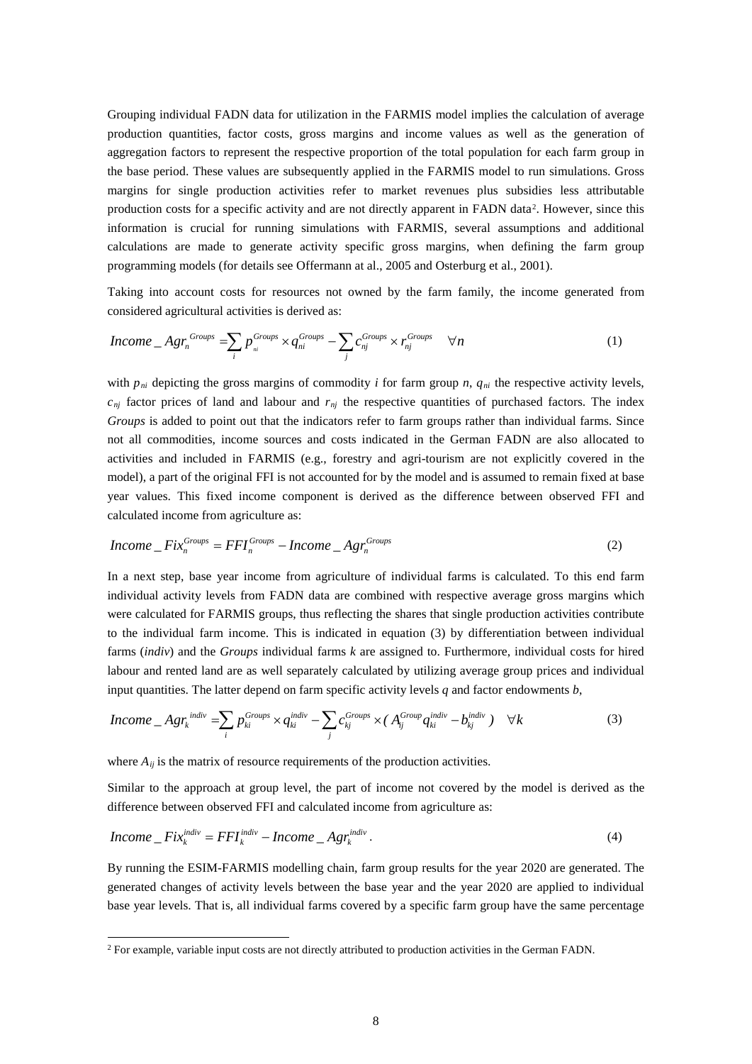Grouping individual FADN data for utilization in the FARMIS model implies the calculation of average production quantities, factor costs, gross margins and income values as well as the generation of aggregation factors to represent the respective proportion of the total population for each farm group in the base period. These values are subsequently applied in the FARMIS model to run simulations. Gross margins for single production activities refer to market revenues plus subsidies less attributable production costs for a specific activity and are not directly apparent in FADN data[2]. However, since this information is crucial for running simulations with FARMIS, several assumptions and additional calculations are made to generate activity specific gross margins, when defining the farm group programming models (for details see Offermann at al., 2005 and Osterburg et al., 2001).

Taking into account costs for resources not owned by the farm family, the income generated from considered agricultural activities is derived as:

$$Income\_Agr_n^{Groups} = \sum_i p_{ni}^{Groups} \times q_{ni}^{Groups} - \sum_j c_{nj}^{Groups} \times r_{nj}^{Groups} \quad \forall n \tag{1}$$

with $p_{ni}$ depicting the gross margins of commodity $i$ for farm group $n$, $q_{ni}$ the respective activity levels, $c_{nj}$ factor prices of land and labour and $r_{nj}$ the respective quantities of purchased factors. The index *Groups* is added to point out that the indicators refer to farm groups rather than individual farms. Since not all commodities, income sources and costs indicated in the German FADN are also allocated to activities and included in FARMIS (e.g., forestry and agri-tourism are not explicitly covered in the model), a part of the original FFI is not accounted for by the model and is assumed to remain fixed at base year values. This fixed income component is derived as the difference between observed FFI and calculated income from agriculture as:

$$Income\_Fix_n^{Groups} = FFI_n^{Groups} - Income\_Agr_n^{Groups} \tag{2}$$

In a next step, base year income from agriculture of individual farms is calculated. To this end farm individual activity levels from FADN data are combined with respective average gross margins which were calculated for FARMIS groups, thus reflecting the shares that single production activities contribute to the individual farm income. This is indicated in equation (3) by differentiation between individual farms (*indiv*) and the *Groups* individual farms $k$ are assigned to. Furthermore, individual costs for hired labour and rented land are as well separately calculated by utilizing average group prices and individual input quantities. The latter depend on farm specific activity levels $q$ and factor endowments $b$,

$$Income\_Agr_k^{indiv} = \sum_i p_{ki}^{Groups} \times q_{ki}^{indiv} - \sum_j c_{kj}^{Groups} \times ( A_{ij}^{Group} q_{ki}^{indiv} - b_{kj}^{indiv} ) \quad \forall k \tag{3}$$

where $A_{ij}$ is the matrix of resource requirements of the production activities.

Similar to the approach at group level, the part of income not covered by the model is derived as the difference between observed FFI and calculated income from agriculture as:

$$Income\_Fix_k^{indiv} = FFI_k^{indiv} - Income\_Agr_k^{indiv} . \tag{4}$$

By running the ESIM-FARMIS modelling chain, farm group results for the year 2020 are generated. The generated changes of activity levels between the base year and the year 2020 are applied to individual base year levels. That is, all individual farms covered by a specific farm group have the same percentage

[2] For example, variable input costs are not directly attributed to production activities in the German FADN.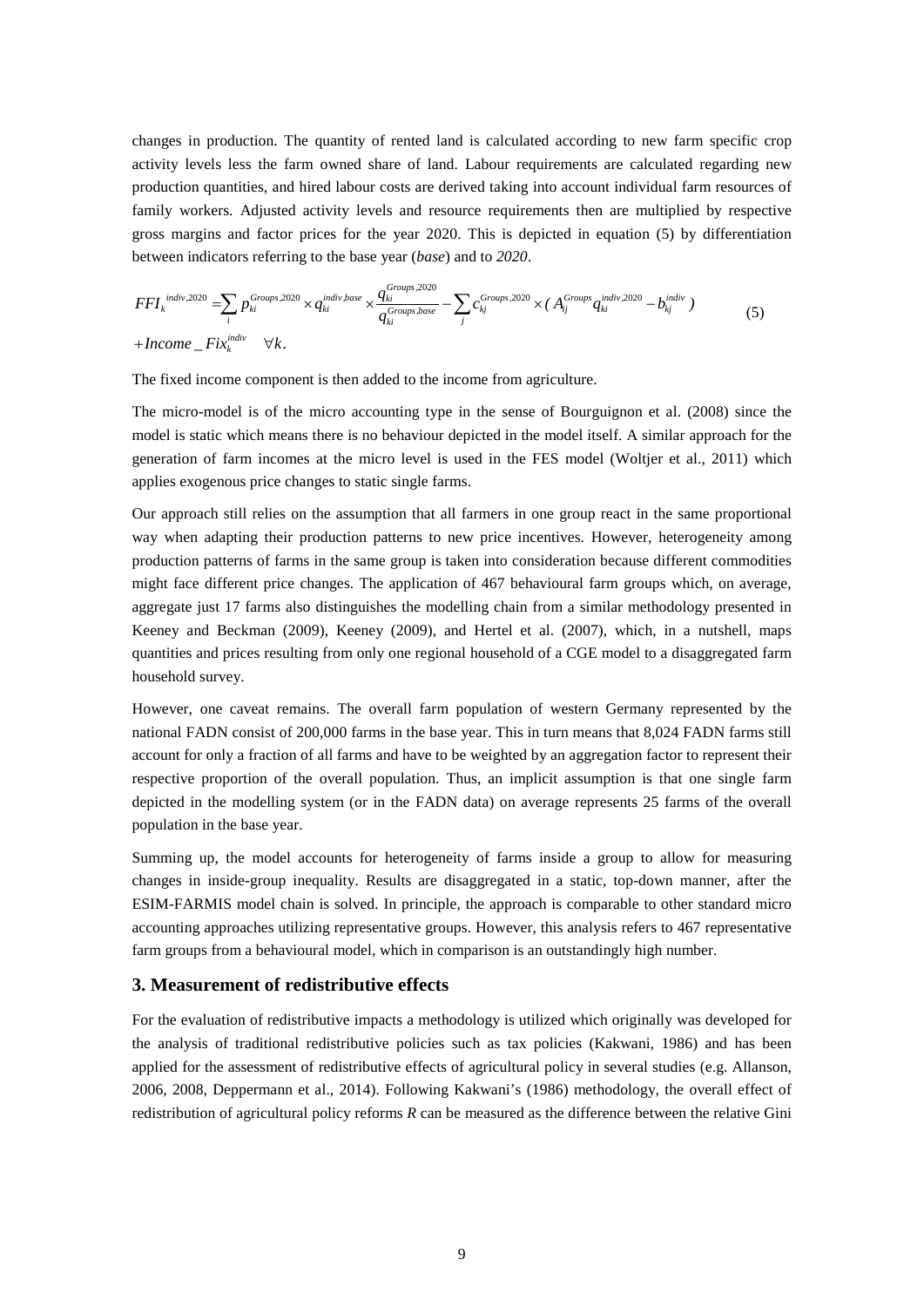changes in production. The quantity of rented land is calculated according to new farm specific crop activity levels less the farm owned share of land. Labour requirements are calculated regarding new production quantities, and hired labour costs are derived taking into account individual farm resources of family workers. Adjusted activity levels and resource requirements then are multiplied by respective gross margins and factor prices for the year 2020. This is depicted in equation (5) by differentiation between indicators referring to the base year (*base*) and to *2020*.

$$FFI_k^{indiv,2020} = \sum_i p_{ki}^{Groups,2020} \times q_{ki}^{indiv,base} \times \frac{q_{ki}^{Groups,2020}}{q_{ki}^{Groups,base}} - \sum_j c_{kj}^{Groups,2020} \times ( A_{ij}^{Groups} q_{ki}^{indiv,2020} - b_{kj}^{indiv} ) \tag{5}$$
$$+ Income\_Fix_k^{indiv} \quad \forall k.$$

The fixed income component is then added to the income from agriculture.

The micro-model is of the micro accounting type in the sense of Bourguignon et al. (2008) since the model is static which means there is no behaviour depicted in the model itself. A similar approach for the generation of farm incomes at the micro level is used in the FES model (Woltjer et al., 2011) which applies exogenous price changes to static single farms.

Our approach still relies on the assumption that all farmers in one group react in the same proportional way when adapting their production patterns to new price incentives. However, heterogeneity among production patterns of farms in the same group is taken into consideration because different commodities might face different price changes. The application of 467 behavioural farm groups which, on average, aggregate just 17 farms also distinguishes the modelling chain from a similar methodology presented in Keeney and Beckman (2009), Keeney (2009), and Hertel et al. (2007), which, in a nutshell, maps quantities and prices resulting from only one regional household of a CGE model to a disaggregated farm household survey.

However, one caveat remains. The overall farm population of western Germany represented by the national FADN consist of 200,000 farms in the base year. This in turn means that 8,024 FADN farms still account for only a fraction of all farms and have to be weighted by an aggregation factor to represent their respective proportion of the overall population. Thus, an implicit assumption is that one single farm depicted in the modelling system (or in the FADN data) on average represents 25 farms of the overall population in the base year.

Summing up, the model accounts for heterogeneity of farms inside a group to allow for measuring changes in inside-group inequality. Results are disaggregated in a static, top-down manner, after the ESIM-FARMIS model chain is solved. In principle, the approach is comparable to other standard micro accounting approaches utilizing representative groups. However, this analysis refers to 467 representative farm groups from a behavioural model, which in comparison is an outstandingly high number.

## 3. Measurement of redistributive effects

For the evaluation of redistributive impacts a methodology is utilized which originally was developed for the analysis of traditional redistributive policies such as tax policies (Kakwani, 1986) and has been applied for the assessment of redistributive effects of agricultural policy in several studies (e.g. Allanson, 2006, 2008, Deppermann et al., 2014). Following Kakwani's (1986) methodology, the overall effect of redistribution of agricultural policy reforms *R* can be measured as the difference between the relative Gini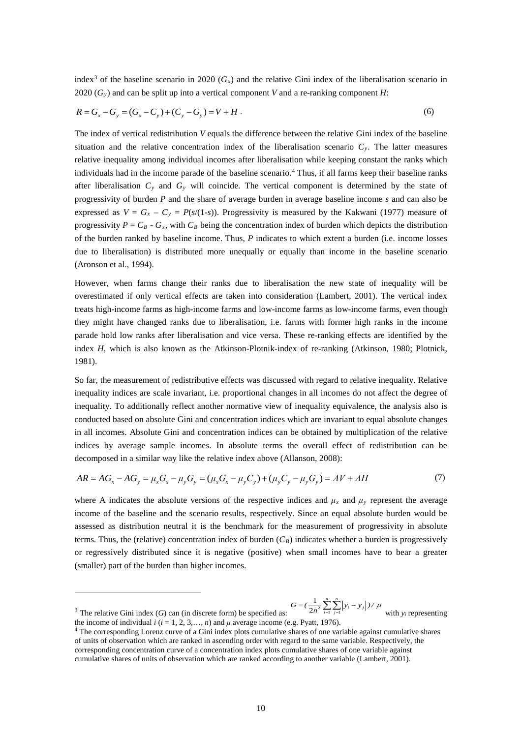index[3] of the baseline scenario in 2020 ($G_x$) and the relative Gini index of the liberalisation scenario in 2020 ($G_y$) and can be split up into a vertical component $V$ and a re-ranking component $H$:

$$R = G_x - G_y = (G_x - C_y) + (C_y - G_y) = V + H \; . \tag{6}$$

The index of vertical redistribution $V$ equals the difference between the relative Gini index of the baseline situation and the relative concentration index of the liberalisation scenario $C_y$. The latter measures relative inequality among individual incomes after liberalisation while keeping constant the ranks which individuals had in the income parade of the baseline scenario.[4] Thus, if all farms keep their baseline ranks after liberalisation $C_y$ and $G_y$ will coincide. The vertical component is determined by the state of progressivity of burden $P$ and the share of average burden in average baseline income $s$ and can also be expressed as $V = G_x - C_y = P(s/(1\text{-}s))$. Progressivity is measured by the Kakwani (1977) measure of progressivity $P = C_B - G_x$, with $C_B$ being the concentration index of burden which depicts the distribution of the burden ranked by baseline income. Thus, $P$ indicates to which extent a burden (i.e. income losses due to liberalisation) is distributed more unequally or equally than income in the baseline scenario (Aronson et al., 1994).

However, when farms change their ranks due to liberalisation the new state of inequality will be overestimated if only vertical effects are taken into consideration (Lambert, 2001). The vertical index treats high-income farms as high-income farms and low-income farms as low-income farms, even though they might have changed ranks due to liberalisation, i.e. farms with former high ranks in the income parade hold low ranks after liberalisation and vice versa. These re-ranking effects are identified by the index $H$, which is also known as the Atkinson-Plotnik-index of re-ranking (Atkinson, 1980; Plotnick, 1981).

So far, the measurement of redistributive effects was discussed with regard to relative inequality. Relative inequality indices are scale invariant, i.e. proportional changes in all incomes do not affect the degree of inequality. To additionally reflect another normative view of inequality equivalence, the analysis also is conducted based on absolute Gini and concentration indices which are invariant to equal absolute changes in all incomes. Absolute Gini and concentration indices can be obtained by multiplication of the relative indices by average sample incomes. In absolute terms the overall effect of redistribution can be decomposed in a similar way like the relative index above (Allanson, 2008):

$$AR = AG_x - AG_y = \mu_x G_x - \mu_y G_y = (\mu_x G_x - \mu_y C_y) + (\mu_y C_y - \mu_y G_y) = AV + AH \tag{7}$$

where A indicates the absolute versions of the respective indices and $\mu_x$ and $\mu_y$ represent the average income of the baseline and the scenario results, respectively. Since an equal absolute burden would be assessed as distribution neutral it is the benchmark for the measurement of progressivity in absolute terms. Thus, the (relative) concentration index of burden ($C_B$) indicates whether a burden is progressively or regressively distributed since it is negative (positive) when small incomes have to bear a greater (smaller) part of the burden than higher incomes.

---

[3] The relative Gini index ($G$) can (in discrete form) be specified as: $G = (\frac{1}{2n^2}\sum_{i=1}^{n}\sum_{j=1}^{n}\left|y_i - y_j\right|)/\mu$ with $y_i$ representing the income of individual $i$ ($i$ = 1, 2, 3,…, $n$) and $\mu$ average income (e.g. Pyatt, 1976).

[4] The corresponding Lorenz curve of a Gini index plots cumulative shares of one variable against cumulative shares of units of observation which are ranked in ascending order with regard to the same variable. Respectively, the corresponding concentration curve of a concentration index plots cumulative shares of one variable against cumulative shares of units of observation which are ranked according to another variable (Lambert, 2001).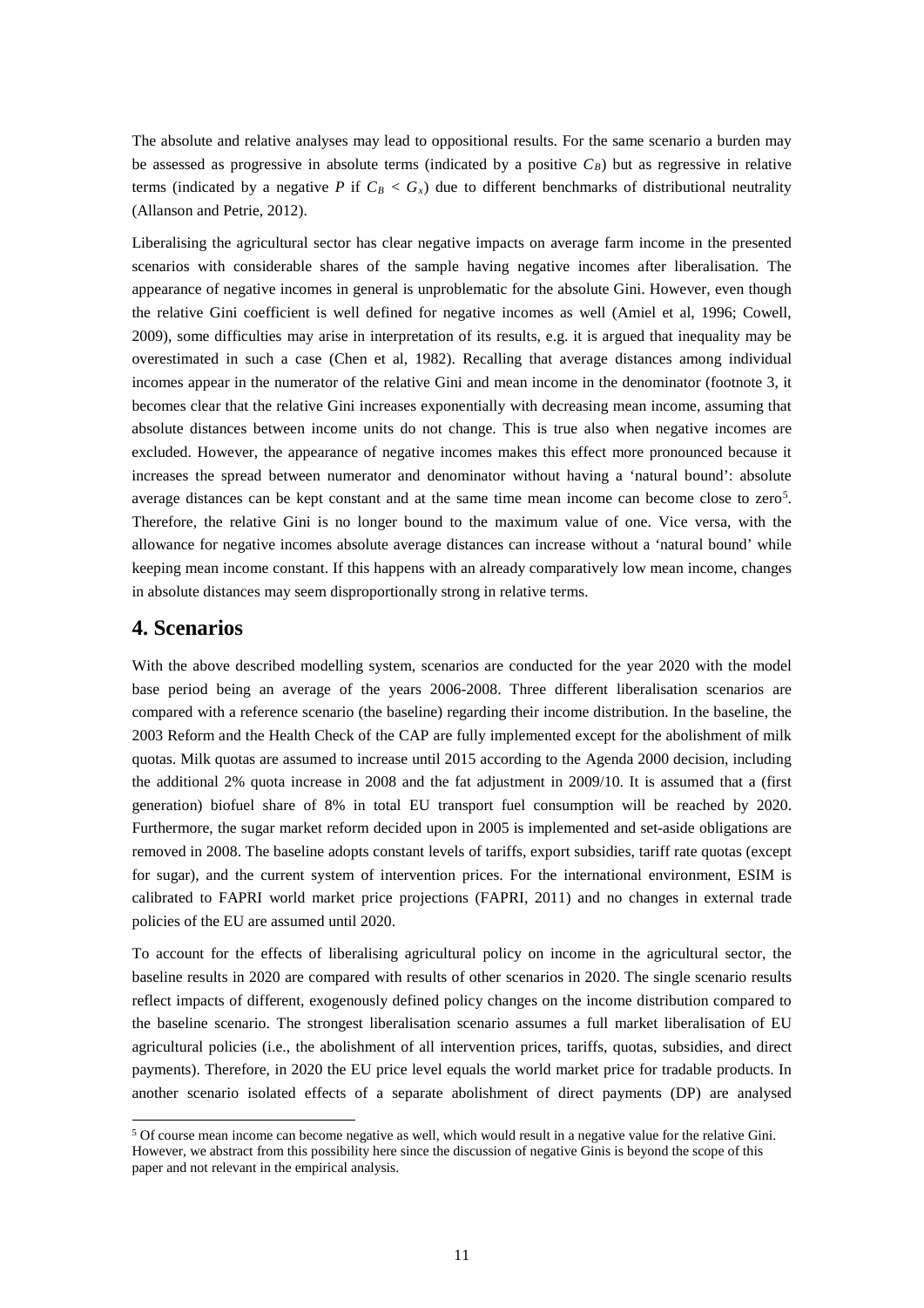The absolute and relative analyses may lead to oppositional results. For the same scenario a burden may be assessed as progressive in absolute terms (indicated by a positive $C_B$) but as regressive in relative terms (indicated by a negative $P$ if $C_B < G_x$) due to different benchmarks of distributional neutrality (Allanson and Petrie, 2012).

Liberalising the agricultural sector has clear negative impacts on average farm income in the presented scenarios with considerable shares of the sample having negative incomes after liberalisation. The appearance of negative incomes in general is unproblematic for the absolute Gini. However, even though the relative Gini coefficient is well defined for negative incomes as well (Amiel et al, 1996; Cowell, 2009), some difficulties may arise in interpretation of its results, e.g. it is argued that inequality may be overestimated in such a case (Chen et al, 1982). Recalling that average distances among individual incomes appear in the numerator of the relative Gini and mean income in the denominator (footnote 3, it becomes clear that the relative Gini increases exponentially with decreasing mean income, assuming that absolute distances between income units do not change. This is true also when negative incomes are excluded. However, the appearance of negative incomes makes this effect more pronounced because it increases the spread between numerator and denominator without having a 'natural bound': absolute average distances can be kept constant and at the same time mean income can become close to zero[5]. Therefore, the relative Gini is no longer bound to the maximum value of one. Vice versa, with the allowance for negative incomes absolute average distances can increase without a 'natural bound' while keeping mean income constant. If this happens with an already comparatively low mean income, changes in absolute distances may seem disproportionally strong in relative terms.

## 4. Scenarios

With the above described modelling system, scenarios are conducted for the year 2020 with the model base period being an average of the years 2006-2008. Three different liberalisation scenarios are compared with a reference scenario (the baseline) regarding their income distribution. In the baseline, the 2003 Reform and the Health Check of the CAP are fully implemented except for the abolishment of milk quotas. Milk quotas are assumed to increase until 2015 according to the Agenda 2000 decision, including the additional 2% quota increase in 2008 and the fat adjustment in 2009/10. It is assumed that a (first generation) biofuel share of 8% in total EU transport fuel consumption will be reached by 2020. Furthermore, the sugar market reform decided upon in 2005 is implemented and set-aside obligations are removed in 2008. The baseline adopts constant levels of tariffs, export subsidies, tariff rate quotas (except for sugar), and the current system of intervention prices. For the international environment, ESIM is calibrated to FAPRI world market price projections (FAPRI, 2011) and no changes in external trade policies of the EU are assumed until 2020.

To account for the effects of liberalising agricultural policy on income in the agricultural sector, the baseline results in 2020 are compared with results of other scenarios in 2020. The single scenario results reflect impacts of different, exogenously defined policy changes on the income distribution compared to the baseline scenario. The strongest liberalisation scenario assumes a full market liberalisation of EU agricultural policies (i.e., the abolishment of all intervention prices, tariffs, quotas, subsidies, and direct payments). Therefore, in 2020 the EU price level equals the world market price for tradable products. In another scenario isolated effects of a separate abolishment of direct payments (DP) are analysed

[5] Of course mean income can become negative as well, which would result in a negative value for the relative Gini. However, we abstract from this possibility here since the discussion of negative Ginis is beyond the scope of this paper and not relevant in the empirical analysis.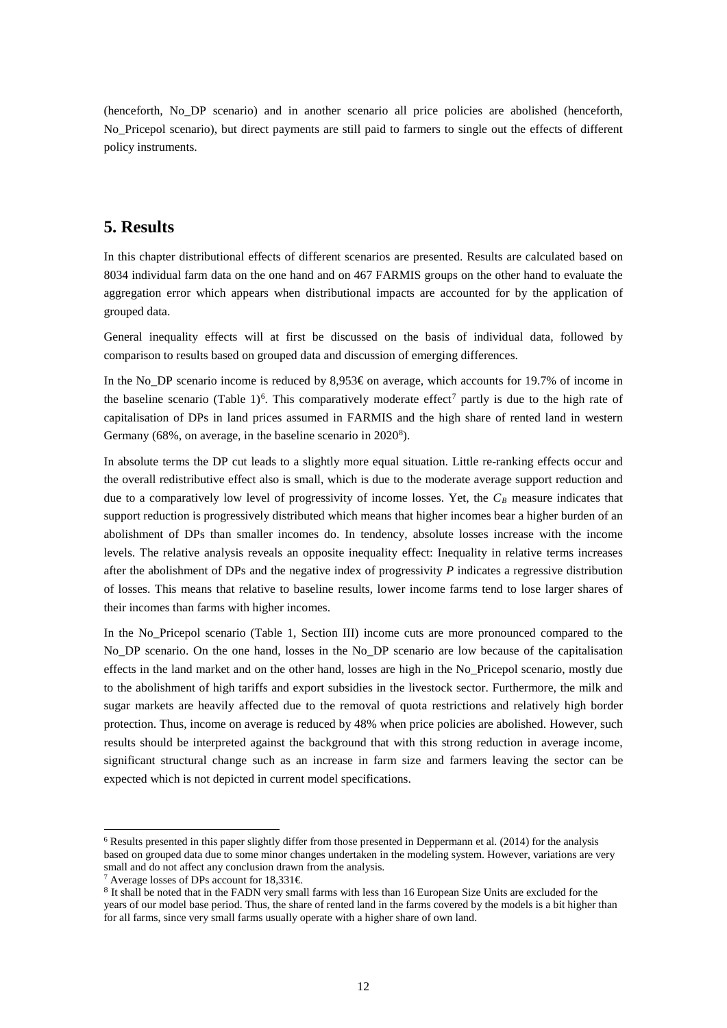(henceforth, No_DP scenario) and in another scenario all price policies are abolished (henceforth, No_Pricepol scenario), but direct payments are still paid to farmers to single out the effects of different policy instruments.

## 5. Results

In this chapter distributional effects of different scenarios are presented. Results are calculated based on 8034 individual farm data on the one hand and on 467 FARMIS groups on the other hand to evaluate the aggregation error which appears when distributional impacts are accounted for by the application of grouped data.

General inequality effects will at first be discussed on the basis of individual data, followed by comparison to results based on grouped data and discussion of emerging differences.

In the No_DP scenario income is reduced by 8,953€ on average, which accounts for 19.7% of income in the baseline scenario (Table 1)[6]. This comparatively moderate effect[7] partly is due to the high rate of capitalisation of DPs in land prices assumed in FARMIS and the high share of rented land in western Germany (68%, on average, in the baseline scenario in 2020[8]).

In absolute terms the DP cut leads to a slightly more equal situation. Little re-ranking effects occur and the overall redistributive effect also is small, which is due to the moderate average support reduction and due to a comparatively low level of progressivity of income losses. Yet, the $C_B$ measure indicates that support reduction is progressively distributed which means that higher incomes bear a higher burden of an abolishment of DPs than smaller incomes do. In tendency, absolute losses increase with the income levels. The relative analysis reveals an opposite inequality effect: Inequality in relative terms increases after the abolishment of DPs and the negative index of progressivity $P$ indicates a regressive distribution of losses. This means that relative to baseline results, lower income farms tend to lose larger shares of their incomes than farms with higher incomes.

In the No_Pricepol scenario (Table 1, Section III) income cuts are more pronounced compared to the No_DP scenario. On the one hand, losses in the No_DP scenario are low because of the capitalisation effects in the land market and on the other hand, losses are high in the No_Pricepol scenario, mostly due to the abolishment of high tariffs and export subsidies in the livestock sector. Furthermore, the milk and sugar markets are heavily affected due to the removal of quota restrictions and relatively high border protection. Thus, income on average is reduced by 48% when price policies are abolished. However, such results should be interpreted against the background that with this strong reduction in average income, significant structural change such as an increase in farm size and farmers leaving the sector can be expected which is not depicted in current model specifications.

[6] Results presented in this paper slightly differ from those presented in Deppermann et al. (2014) for the analysis based on grouped data due to some minor changes undertaken in the modeling system. However, variations are very small and do not affect any conclusion drawn from the analysis.

[7] Average losses of DPs account for 18,331€.

[8] It shall be noted that in the FADN very small farms with less than 16 European Size Units are excluded for the years of our model base period. Thus, the share of rented land in the farms covered by the models is a bit higher than for all farms, since very small farms usually operate with a higher share of own land.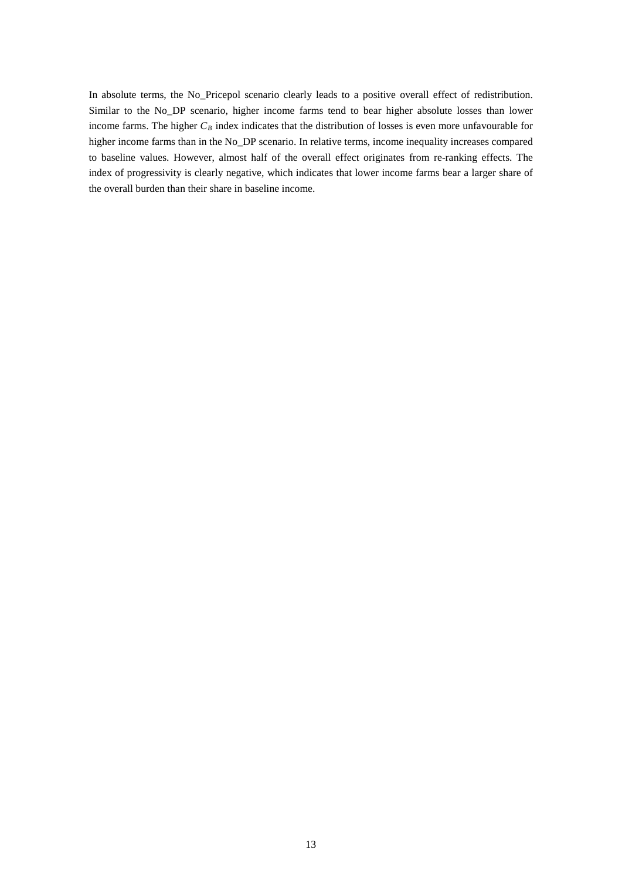In absolute terms, the No_Pricepol scenario clearly leads to a positive overall effect of redistribution. Similar to the No_DP scenario, higher income farms tend to bear higher absolute losses than lower income farms. The higher $C_B$ index indicates that the distribution of losses is even more unfavourable for higher income farms than in the No_DP scenario. In relative terms, income inequality increases compared to baseline values. However, almost half of the overall effect originates from re-ranking effects. The index of progressivity is clearly negative, which indicates that lower income farms bear a larger share of the overall burden than their share in baseline income.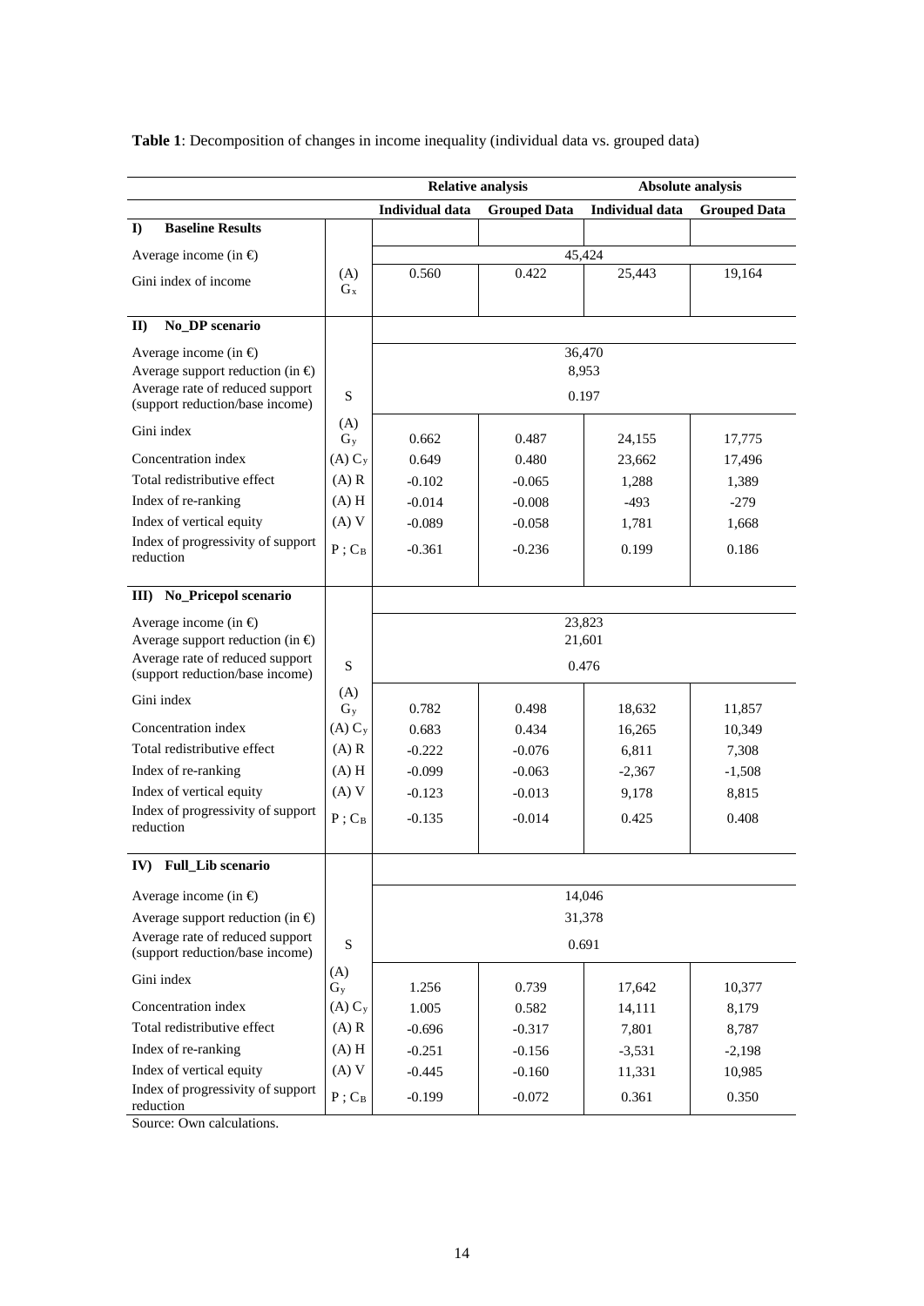**Table 1**: Decomposition of changes in income inequality (individual data vs. grouped data)

| | | Relative analysis | | Absolute analysis | |
|---|---|---|---|---|---|
| | | Individual data | Grouped Data | Individual data | Grouped Data |
| **I) Baseline Results** | | | | | |
| Average income (in €) | | 45,424 | | | |
| Gini index of income | (A) $G_x$ | 0.560 | 0.422 | 25,443 | 19,164 |
| **II) No_DP scenario** | | | | | |
| Average income (in €) | | 36,470 | | | |
| Average support reduction (in €) | | 8,953 | | | |
| Average rate of reduced support (support reduction/base income) | S | 0.197 | | | |
| Gini index | (A) $G_y$ | 0.662 | 0.487 | 24,155 | 17,775 |
| Concentration index | (A) $C_y$ | 0.649 | 0.480 | 23,662 | 17,496 |
| Total redistributive effect | (A) R | -0.102 | -0.065 | 1,288 | 1,389 |
| Index of re-ranking | (A) H | -0.014 | -0.008 | -493 | -279 |
| Index of vertical equity | (A) V | -0.089 | -0.058 | 1,781 | 1,668 |
| Index of progressivity of support reduction | P ; $C_B$ | -0.361 | -0.236 | 0.199 | 0.186 |
| **III) No_Pricepol scenario** | | | | | |
| Average income (in €) | | 23,823 | | | |
| Average support reduction (in €) | | 21,601 | | | |
| Average rate of reduced support (support reduction/base income) | S | 0.476 | | | |
| Gini index | (A) $G_y$ | 0.782 | 0.498 | 18,632 | 11,857 |
| Concentration index | (A) $C_y$ | 0.683 | 0.434 | 16,265 | 10,349 |
| Total redistributive effect | (A) R | -0.222 | -0.076 | 6,811 | 7,308 |
| Index of re-ranking | (A) H | -0.099 | -0.063 | -2,367 | -1,508 |
| Index of vertical equity | (A) V | -0.123 | -0.013 | 9,178 | 8,815 |
| Index of progressivity of support reduction | P ; $C_B$ | -0.135 | -0.014 | 0.425 | 0.408 |
| **IV) Full_Lib scenario** | | | | | |
| Average income (in €) | | 14,046 | | | |
| Average support reduction (in €) | | 31,378 | | | |
| Average rate of reduced support (support reduction/base income) | S | 0.691 | | | |
| Gini index | (A) $G_y$ | 1.256 | 0.739 | 17,642 | 10,377 |
| Concentration index | (A) $C_y$ | 1.005 | 0.582 | 14,111 | 8,179 |
| Total redistributive effect | (A) R | -0.696 | -0.317 | 7,801 | 8,787 |
| Index of re-ranking | (A) H | -0.251 | -0.156 | -3,531 | -2,198 |
| Index of vertical equity | (A) V | -0.445 | -0.160 | 11,331 | 10,985 |
| Index of progressivity of support reduction | P ; $C_B$ | -0.199 | -0.072 | 0.361 | 0.350 |

Source: Own calculations.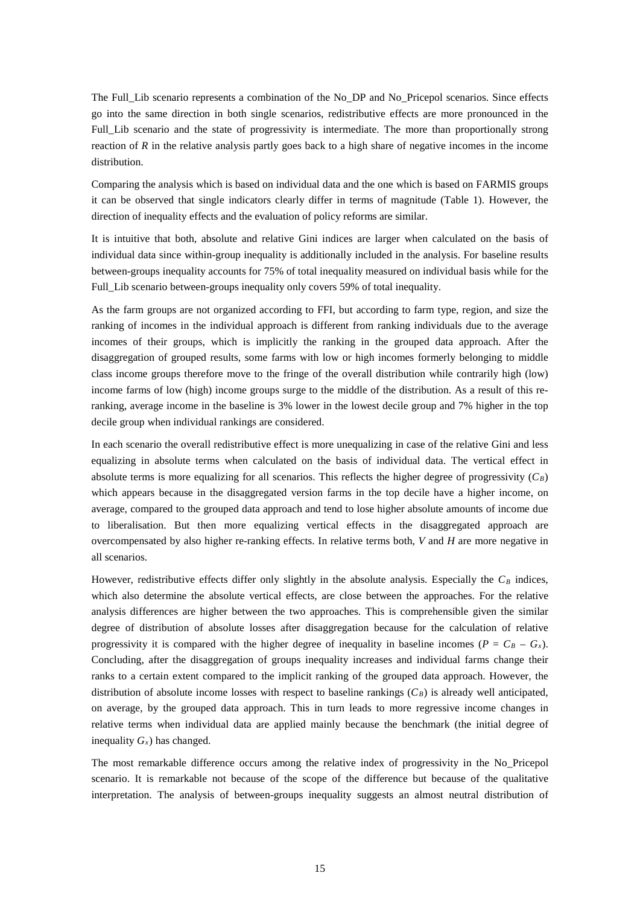The Full_Lib scenario represents a combination of the No_DP and No_Pricepol scenarios. Since effects go into the same direction in both single scenarios, redistributive effects are more pronounced in the Full_Lib scenario and the state of progressivity is intermediate. The more than proportionally strong reaction of $R$ in the relative analysis partly goes back to a high share of negative incomes in the income distribution.

Comparing the analysis which is based on individual data and the one which is based on FARMIS groups it can be observed that single indicators clearly differ in terms of magnitude (Table 1). However, the direction of inequality effects and the evaluation of policy reforms are similar.

It is intuitive that both, absolute and relative Gini indices are larger when calculated on the basis of individual data since within-group inequality is additionally included in the analysis. For baseline results between-groups inequality accounts for 75% of total inequality measured on individual basis while for the Full_Lib scenario between-groups inequality only covers 59% of total inequality.

As the farm groups are not organized according to FFI, but according to farm type, region, and size the ranking of incomes in the individual approach is different from ranking individuals due to the average incomes of their groups, which is implicitly the ranking in the grouped data approach. After the disaggregation of grouped results, some farms with low or high incomes formerly belonging to middle class income groups therefore move to the fringe of the overall distribution while contrarily high (low) income farms of low (high) income groups surge to the middle of the distribution. As a result of this re-ranking, average income in the baseline is 3% lower in the lowest decile group and 7% higher in the top decile group when individual rankings are considered.

In each scenario the overall redistributive effect is more unequalizing in case of the relative Gini and less equalizing in absolute terms when calculated on the basis of individual data. The vertical effect in absolute terms is more equalizing for all scenarios. This reflects the higher degree of progressivity ($C_B$) which appears because in the disaggregated version farms in the top decile have a higher income, on average, compared to the grouped data approach and tend to lose higher absolute amounts of income due to liberalisation. But then more equalizing vertical effects in the disaggregated approach are overcompensated by also higher re-ranking effects. In relative terms both, $V$ and $H$ are more negative in all scenarios.

However, redistributive effects differ only slightly in the absolute analysis. Especially the $C_B$ indices, which also determine the absolute vertical effects, are close between the approaches. For the relative analysis differences are higher between the two approaches. This is comprehensible given the similar degree of distribution of absolute losses after disaggregation because for the calculation of relative progressivity it is compared with the higher degree of inequality in baseline incomes ($P = C_B - G_x$). Concluding, after the disaggregation of groups inequality increases and individual farms change their ranks to a certain extent compared to the implicit ranking of the grouped data approach. However, the distribution of absolute income losses with respect to baseline rankings ($C_B$) is already well anticipated, on average, by the grouped data approach. This in turn leads to more regressive income changes in relative terms when individual data are applied mainly because the benchmark (the initial degree of inequality $G_x$) has changed.

The most remarkable difference occurs among the relative index of progressivity in the No_Pricepol scenario. It is remarkable not because of the scope of the difference but because of the qualitative interpretation. The analysis of between-groups inequality suggests an almost neutral distribution of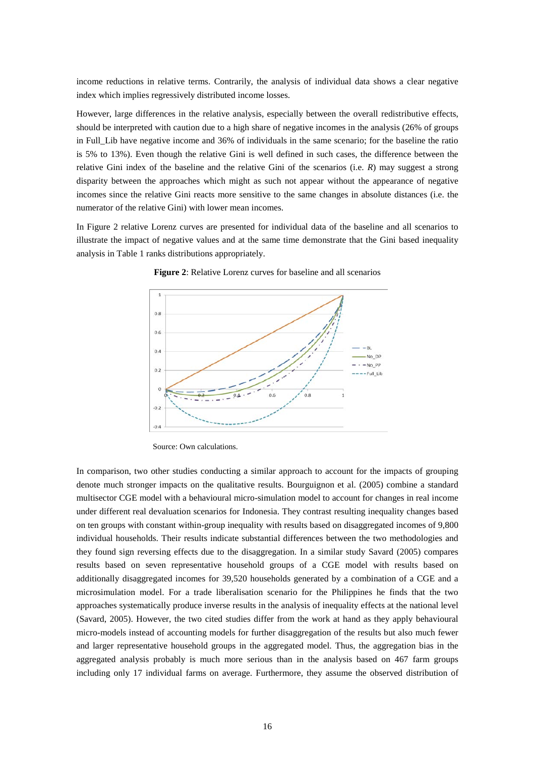income reductions in relative terms. Contrarily, the analysis of individual data shows a clear negative index which implies regressively distributed income losses.

However, large differences in the relative analysis, especially between the overall redistributive effects, should be interpreted with caution due to a high share of negative incomes in the analysis (26% of groups in Full_Lib have negative income and 36% of individuals in the same scenario; for the baseline the ratio is 5% to 13%). Even though the relative Gini is well defined in such cases, the difference between the relative Gini index of the baseline and the relative Gini of the scenarios (i.e. *R*) may suggest a strong disparity between the approaches which might as such not appear without the appearance of negative incomes since the relative Gini reacts more sensitive to the same changes in absolute distances (i.e. the numerator of the relative Gini) with lower mean incomes.

In Figure 2 relative Lorenz curves are presented for individual data of the baseline and all scenarios to illustrate the impact of negative values and at the same time demonstrate that the Gini based inequality analysis in Table 1 ranks distributions appropriately.

**Figure 2**: Relative Lorenz curves for baseline and all scenarios

Source: Own calculations.

In comparison, two other studies conducting a similar approach to account for the impacts of grouping denote much stronger impacts on the qualitative results. Bourguignon et al. (2005) combine a standard multisector CGE model with a behavioural micro-simulation model to account for changes in real income under different real devaluation scenarios for Indonesia. They contrast resulting inequality changes based on ten groups with constant within-group inequality with results based on disaggregated incomes of 9,800 individual households. Their results indicate substantial differences between the two methodologies and they found sign reversing effects due to the disaggregation. In a similar study Savard (2005) compares results based on seven representative household groups of a CGE model with results based on additionally disaggregated incomes for 39,520 households generated by a combination of a CGE and a microsimulation model. For a trade liberalisation scenario for the Philippines he finds that the two approaches systematically produce inverse results in the analysis of inequality effects at the national level (Savard, 2005). However, the two cited studies differ from the work at hand as they apply behavioural micro-models instead of accounting models for further disaggregation of the results but also much fewer and larger representative household groups in the aggregated model. Thus, the aggregation bias in the aggregated analysis probably is much more serious than in the analysis based on 467 farm groups including only 17 individual farms on average. Furthermore, they assume the observed distribution of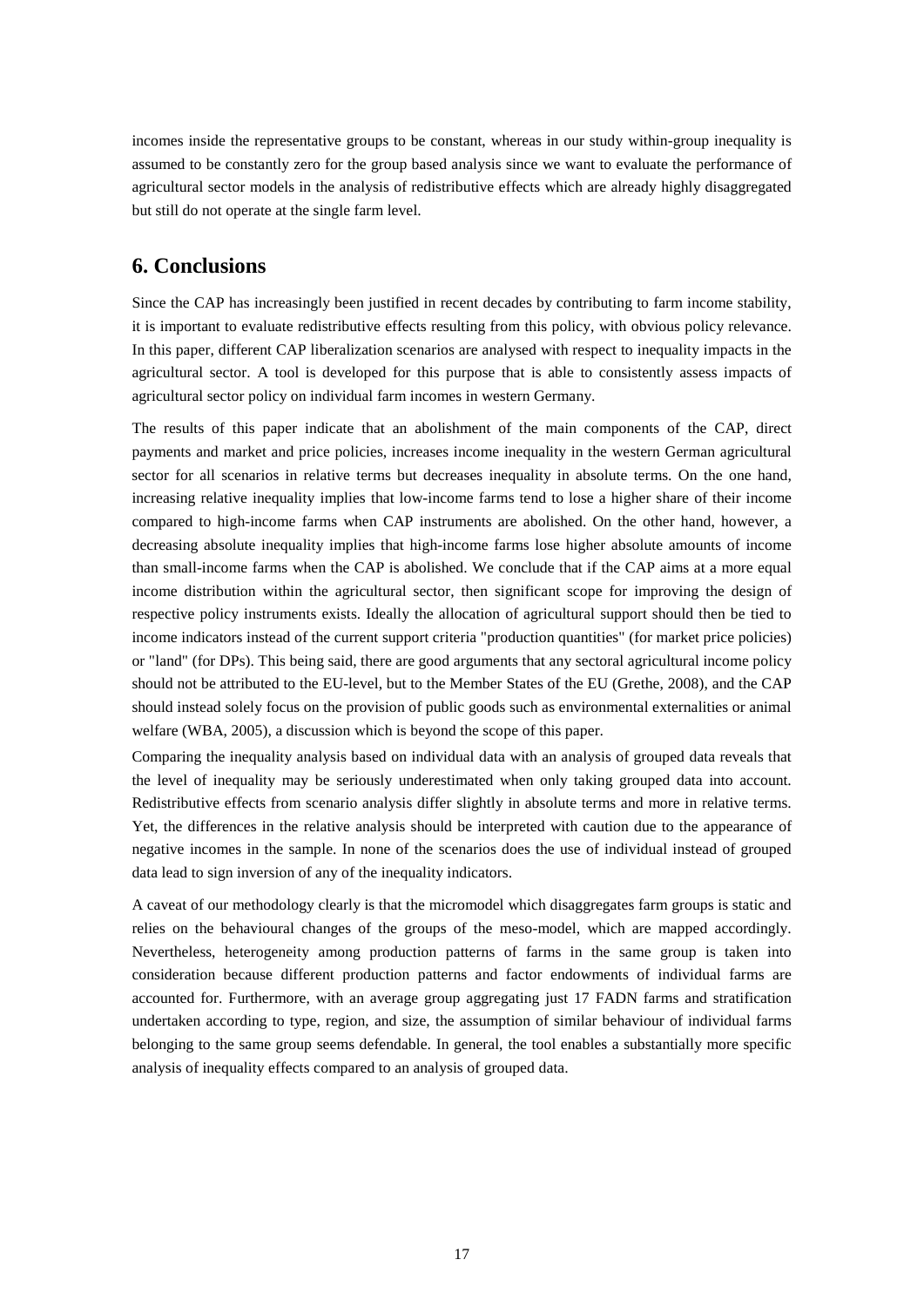incomes inside the representative groups to be constant, whereas in our study within-group inequality is assumed to be constantly zero for the group based analysis since we want to evaluate the performance of agricultural sector models in the analysis of redistributive effects which are already highly disaggregated but still do not operate at the single farm level.

## 6. Conclusions

Since the CAP has increasingly been justified in recent decades by contributing to farm income stability, it is important to evaluate redistributive effects resulting from this policy, with obvious policy relevance. In this paper, different CAP liberalization scenarios are analysed with respect to inequality impacts in the agricultural sector. A tool is developed for this purpose that is able to consistently assess impacts of agricultural sector policy on individual farm incomes in western Germany.

The results of this paper indicate that an abolishment of the main components of the CAP, direct payments and market and price policies, increases income inequality in the western German agricultural sector for all scenarios in relative terms but decreases inequality in absolute terms. On the one hand, increasing relative inequality implies that low-income farms tend to lose a higher share of their income compared to high-income farms when CAP instruments are abolished. On the other hand, however, a decreasing absolute inequality implies that high-income farms lose higher absolute amounts of income than small-income farms when the CAP is abolished. We conclude that if the CAP aims at a more equal income distribution within the agricultural sector, then significant scope for improving the design of respective policy instruments exists. Ideally the allocation of agricultural support should then be tied to income indicators instead of the current support criteria "production quantities" (for market price policies) or "land" (for DPs). This being said, there are good arguments that any sectoral agricultural income policy should not be attributed to the EU-level, but to the Member States of the EU (Grethe, 2008), and the CAP should instead solely focus on the provision of public goods such as environmental externalities or animal welfare (WBA, 2005), a discussion which is beyond the scope of this paper.

Comparing the inequality analysis based on individual data with an analysis of grouped data reveals that the level of inequality may be seriously underestimated when only taking grouped data into account. Redistributive effects from scenario analysis differ slightly in absolute terms and more in relative terms. Yet, the differences in the relative analysis should be interpreted with caution due to the appearance of negative incomes in the sample. In none of the scenarios does the use of individual instead of grouped data lead to sign inversion of any of the inequality indicators.

A caveat of our methodology clearly is that the micromodel which disaggregates farm groups is static and relies on the behavioural changes of the groups of the meso-model, which are mapped accordingly. Nevertheless, heterogeneity among production patterns of farms in the same group is taken into consideration because different production patterns and factor endowments of individual farms are accounted for. Furthermore, with an average group aggregating just 17 FADN farms and stratification undertaken according to type, region, and size, the assumption of similar behaviour of individual farms belonging to the same group seems defendable. In general, the tool enables a substantially more specific analysis of inequality effects compared to an analysis of grouped data.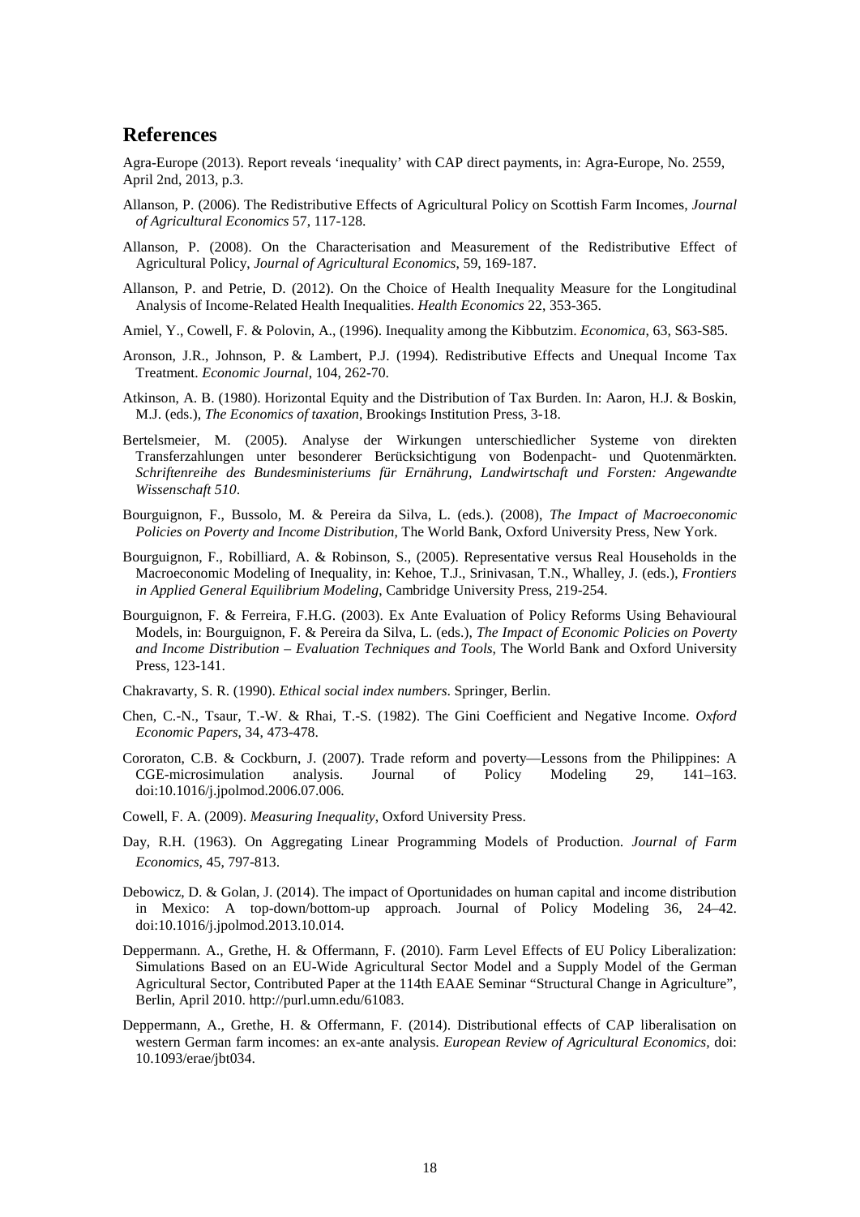## References

Agra-Europe (2013). Report reveals 'inequality' with CAP direct payments, in: Agra-Europe, No. 2559, April 2nd, 2013, p.3.

Allanson, P. (2006). The Redistributive Effects of Agricultural Policy on Scottish Farm Incomes, *Journal of Agricultural Economics* 57, 117-128.

Allanson, P. (2008). On the Characterisation and Measurement of the Redistributive Effect of Agricultural Policy, *Journal of Agricultural Economics*, 59, 169-187.

Allanson, P. and Petrie, D. (2012). On the Choice of Health Inequality Measure for the Longitudinal Analysis of Income-Related Health Inequalities. *Health Economics* 22, 353-365.

Amiel, Y., Cowell, F. & Polovin, A., (1996). Inequality among the Kibbutzim. *Economica*, 63, S63-S85.

Aronson, J.R., Johnson, P. & Lambert, P.J. (1994). Redistributive Effects and Unequal Income Tax Treatment. *Economic Journal*, 104, 262-70.

Atkinson, A. B. (1980). Horizontal Equity and the Distribution of Tax Burden. In: Aaron, H.J. & Boskin, M.J. (eds.), *The Economics of taxation*, Brookings Institution Press, 3-18.

Bertelsmeier, M. (2005). Analyse der Wirkungen unterschiedlicher Systeme von direkten Transferzahlungen unter besonderer Berücksichtigung von Bodenpacht- und Quotenmärkten. *Schriftenreihe des Bundesministeriums für Ernährung, Landwirtschaft und Forsten: Angewandte Wissenschaft 510*.

Bourguignon, F., Bussolo, M. & Pereira da Silva, L. (eds.). (2008), *The Impact of Macroeconomic Policies on Poverty and Income Distribution*, The World Bank, Oxford University Press, New York.

Bourguignon, F., Robilliard, A. & Robinson, S., (2005). Representative versus Real Households in the Macroeconomic Modeling of Inequality, in: Kehoe, T.J., Srinivasan, T.N., Whalley, J. (eds.), *Frontiers in Applied General Equilibrium Modeling*, Cambridge University Press, 219-254.

Bourguignon, F. & Ferreira, F.H.G. (2003). Ex Ante Evaluation of Policy Reforms Using Behavioural Models, in: Bourguignon, F. & Pereira da Silva, L. (eds.), *The Impact of Economic Policies on Poverty and Income Distribution – Evaluation Techniques and Tools*, The World Bank and Oxford University Press, 123-141.

Chakravarty, S. R. (1990). *Ethical social index numbers*. Springer, Berlin.

Chen, C.-N., Tsaur, T.-W. & Rhai, T.-S. (1982). The Gini Coefficient and Negative Income. *Oxford Economic Papers*, 34, 473-478.

Cororaton, C.B. & Cockburn, J. (2007). Trade reform and poverty—Lessons from the Philippines: A CGE-microsimulation analysis. Journal of Policy Modeling 29, 141–163. doi:10.1016/j.jpolmod.2006.07.006.

Cowell, F. A. (2009). *Measuring Inequality*, Oxford University Press.

Day, R.H. (1963). On Aggregating Linear Programming Models of Production. *Journal of Farm Economics*, 45, 797-813.

Debowicz, D. & Golan, J. (2014). The impact of Oportunidades on human capital and income distribution in Mexico: A top-down/bottom-up approach. Journal of Policy Modeling 36, 24–42. doi:10.1016/j.jpolmod.2013.10.014.

Deppermann. A., Grethe, H. & Offermann, F. (2010). Farm Level Effects of EU Policy Liberalization: Simulations Based on an EU-Wide Agricultural Sector Model and a Supply Model of the German Agricultural Sector, Contributed Paper at the 114th EAAE Seminar "Structural Change in Agriculture", Berlin, April 2010. http://purl.umn.edu/61083.

Deppermann, A., Grethe, H. & Offermann, F. (2014). Distributional effects of CAP liberalisation on western German farm incomes: an ex-ante analysis. *European Review of Agricultural Economics*, doi: 10.1093/erae/jbt034.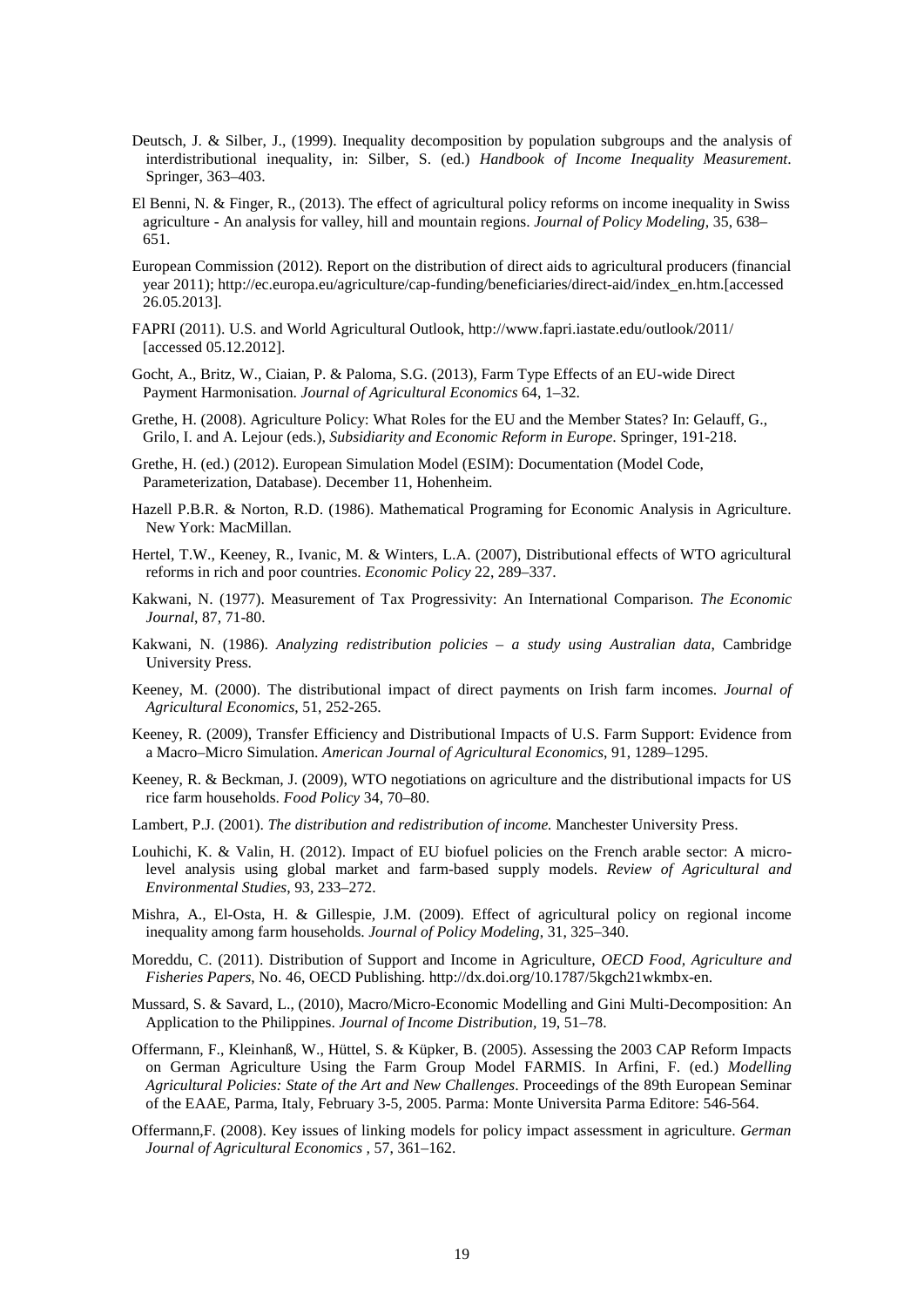Deutsch, J. & Silber, J., (1999). Inequality decomposition by population subgroups and the analysis of interdistributional inequality, in: Silber, S. (ed.) *Handbook of Income Inequality Measurement*. Springer, 363–403.

El Benni, N. & Finger, R., (2013). The effect of agricultural policy reforms on income inequality in Swiss agriculture - An analysis for valley, hill and mountain regions. *Journal of Policy Modeling*, 35, 638–651.

European Commission (2012). Report on the distribution of direct aids to agricultural producers (financial year 2011); http://ec.europa.eu/agriculture/cap-funding/beneficiaries/direct-aid/index_en.htm.[accessed 26.05.2013].

FAPRI (2011). U.S. and World Agricultural Outlook, http://www.fapri.iastate.edu/outlook/2011/ [accessed 05.12.2012].

Gocht, A., Britz, W., Ciaian, P. & Paloma, S.G. (2013), Farm Type Effects of an EU-wide Direct Payment Harmonisation. *Journal of Agricultural Economics* 64, 1–32.

Grethe, H. (2008). Agriculture Policy: What Roles for the EU and the Member States? In: Gelauff, G., Grilo, I. and A. Lejour (eds.), *Subsidiarity and Economic Reform in Europe*. Springer, 191-218.

Grethe, H. (ed.) (2012). European Simulation Model (ESIM): Documentation (Model Code, Parameterization, Database). December 11, Hohenheim.

Hazell P.B.R. & Norton, R.D. (1986). Mathematical Programing for Economic Analysis in Agriculture. New York: MacMillan.

Hertel, T.W., Keeney, R., Ivanic, M. & Winters, L.A. (2007), Distributional effects of WTO agricultural reforms in rich and poor countries. *Economic Policy* 22, 289–337.

Kakwani, N. (1977). Measurement of Tax Progressivity: An International Comparison. *The Economic Journal*, 87, 71-80.

Kakwani, N. (1986). *Analyzing redistribution policies – a study using Australian data*, Cambridge University Press.

Keeney, M. (2000). The distributional impact of direct payments on Irish farm incomes. *Journal of Agricultural Economics*, 51, 252-265.

Keeney, R. (2009), Transfer Efficiency and Distributional Impacts of U.S. Farm Support: Evidence from a Macro–Micro Simulation. *American Journal of Agricultural Economics*, 91, 1289–1295.

Keeney, R. & Beckman, J. (2009), WTO negotiations on agriculture and the distributional impacts for US rice farm households. *Food Policy* 34, 70–80.

Lambert, P.J. (2001). *The distribution and redistribution of income.* Manchester University Press.

Louhichi, K. & Valin, H. (2012). Impact of EU biofuel policies on the French arable sector: A micro-level analysis using global market and farm-based supply models. *Review of Agricultural and Environmental Studies*, 93, 233–272.

Mishra, A., El-Osta, H. & Gillespie, J.M. (2009). Effect of agricultural policy on regional income inequality among farm households. *Journal of Policy Modeling*, 31, 325–340.

Moreddu, C. (2011). Distribution of Support and Income in Agriculture, *OECD Food, Agriculture and Fisheries Papers*, No. 46, OECD Publishing. http://dx.doi.org/10.1787/5kgch21wkmbx-en.

Mussard, S. & Savard, L., (2010), Macro/Micro-Economic Modelling and Gini Multi-Decomposition: An Application to the Philippines. *Journal of Income Distribution*, 19, 51–78.

Offermann, F., Kleinhanß, W., Hüttel, S. & Küpker, B. (2005). Assessing the 2003 CAP Reform Impacts on German Agriculture Using the Farm Group Model FARMIS. In Arfini, F. (ed.) *Modelling Agricultural Policies: State of the Art and New Challenges*. Proceedings of the 89th European Seminar of the EAAE, Parma, Italy, February 3-5, 2005. Parma: Monte Universita Parma Editore: 546-564.

Offermann,F. (2008). Key issues of linking models for policy impact assessment in agriculture. *German Journal of Agricultural Economics* , 57, 361–162.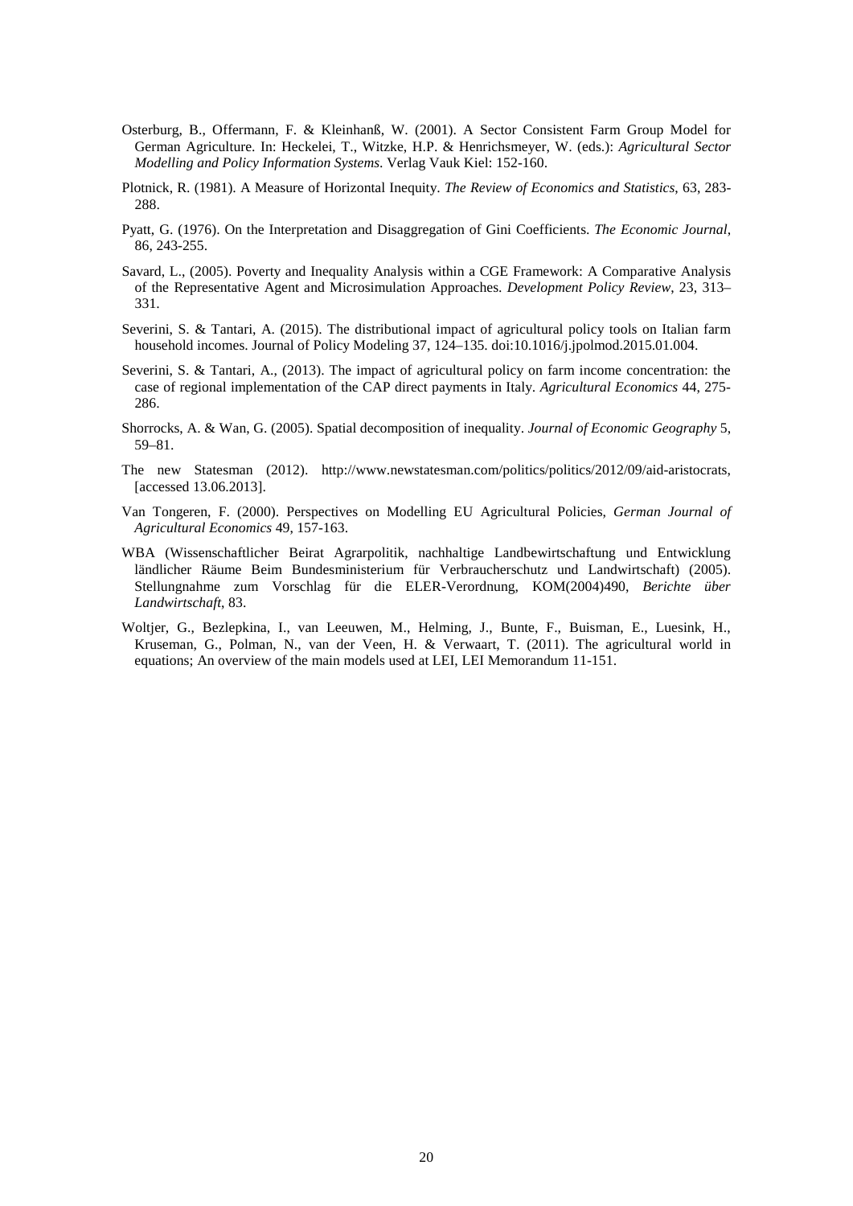Osterburg, B., Offermann, F. & Kleinhanß, W. (2001). A Sector Consistent Farm Group Model for German Agriculture. In: Heckelei, T., Witzke, H.P. & Henrichsmeyer, W. (eds.): *Agricultural Sector Modelling and Policy Information Systems*. Verlag Vauk Kiel: 152-160.

Plotnick, R. (1981). A Measure of Horizontal Inequity. *The Review of Economics and Statistics*, 63, 283-288.

Pyatt, G. (1976). On the Interpretation and Disaggregation of Gini Coefficients. *The Economic Journal*, 86, 243-255.

Savard, L., (2005). Poverty and Inequality Analysis within a CGE Framework: A Comparative Analysis of the Representative Agent and Microsimulation Approaches. *Development Policy Review*, 23, 313–331.

Severini, S. & Tantari, A. (2015). The distributional impact of agricultural policy tools on Italian farm household incomes. Journal of Policy Modeling 37, 124–135. doi:10.1016/j.jpolmod.2015.01.004.

Severini, S. & Tantari, A., (2013). The impact of agricultural policy on farm income concentration: the case of regional implementation of the CAP direct payments in Italy. *Agricultural Economics* 44, 275-286.

Shorrocks, A. & Wan, G. (2005). Spatial decomposition of inequality. *Journal of Economic Geography* 5, 59–81.

The new Statesman (2012). http://www.newstatesman.com/politics/politics/2012/09/aid-aristocrats, [accessed 13.06.2013].

Van Tongeren, F. (2000). Perspectives on Modelling EU Agricultural Policies, *German Journal of Agricultural Economics* 49, 157-163.

WBA (Wissenschaftlicher Beirat Agrarpolitik, nachhaltige Landbewirtschaftung und Entwicklung ländlicher Räume Beim Bundesministerium für Verbraucherschutz und Landwirtschaft) (2005). Stellungnahme zum Vorschlag für die ELER-Verordnung, KOM(2004)490, *Berichte über Landwirtschaft*, 83.

Woltjer, G., Bezlepkina, I., van Leeuwen, M., Helming, J., Bunte, F., Buisman, E., Luesink, H., Kruseman, G., Polman, N., van der Veen, H. & Verwaart, T. (2011). The agricultural world in equations; An overview of the main models used at LEI, LEI Memorandum 11-151.